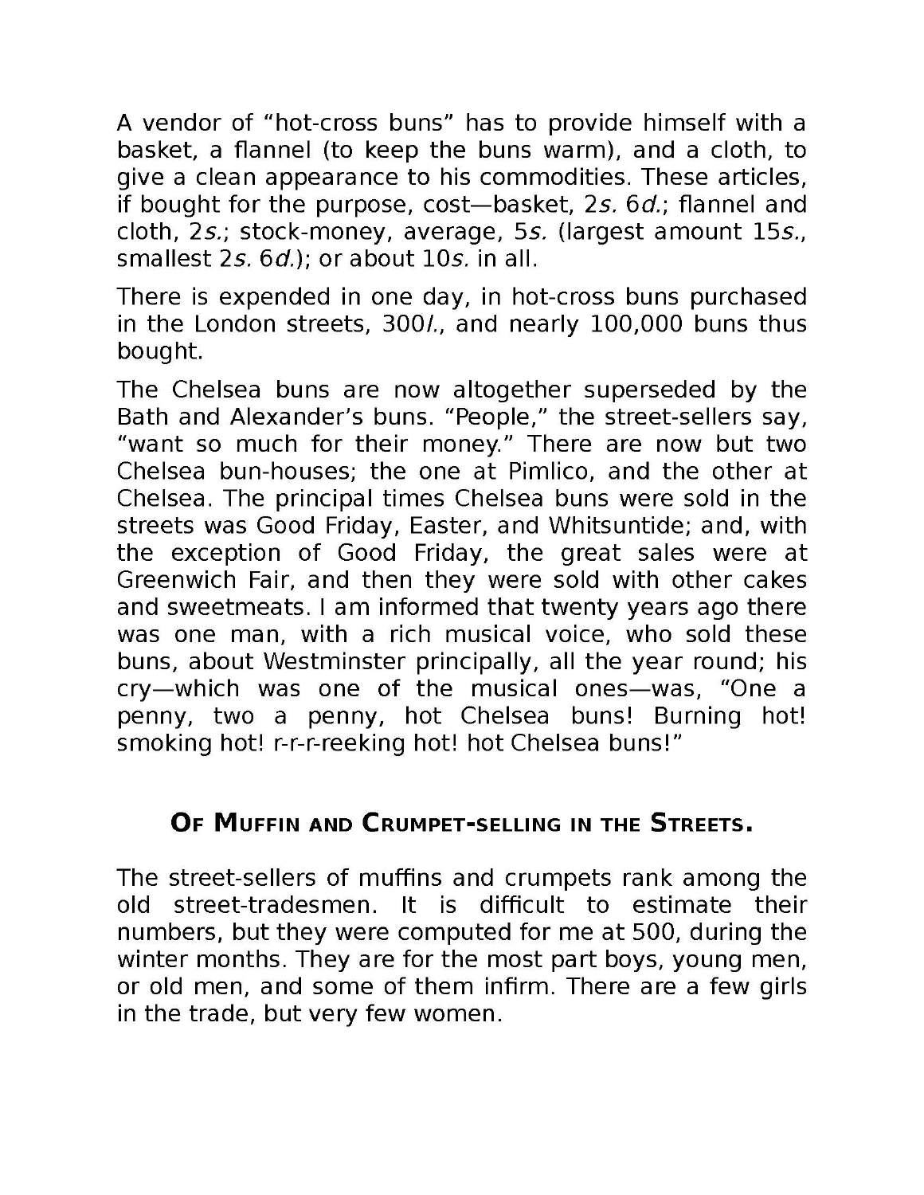A vendor of “hot-cross buns” has to provide himself with a basket, a flannel (to keep the buns warm), and a cloth, to give a clean appearance to his commodities. These articles, if bought for the purpose, cost—basket, 2*s.* 6*d.*; flannel and cloth, 2*s.*; stock-money, average, 5*s.* (largest amount 15*s.*, smallest 2*s.* 6*d.*); or about 10*s.* in all.

There is expended in one day, in hot-cross buns purchased in the London streets, 300*l.*, and nearly 100,000 buns thus bought.

The Chelsea buns are now altogether superseded by the Bath and Alexander’s buns. “People,” the street-sellers say, “want so much for their money.” There are now but two Chelsea bun-houses; the one at Pimlico, and the other at Chelsea. The principal times Chelsea buns were sold in the streets was Good Friday, Easter, and Whitsuntide; and, with the exception of Good Friday, the great sales were at Greenwich Fair, and then they were sold with other cakes and sweetmeats. I am informed that twenty years ago there was one man, with a rich musical voice, who sold these buns, about Westminster principally, all the year round; his cry—which was one of the musical ones—was, “One a penny, two a penny, hot Chelsea buns! Burning hot! smoking hot! r-r-r-reeking hot! hot Chelsea buns!”

## Of Muffin and Crumpet-selling in the Streets.

The street-sellers of muffins and crumpets rank among the old street-tradesmen. It is difficult to estimate their numbers, but they were computed for me at 500, during the winter months. They are for the most part boys, young men, or old men, and some of them infirm. There are a few girls in the trade, but very few women.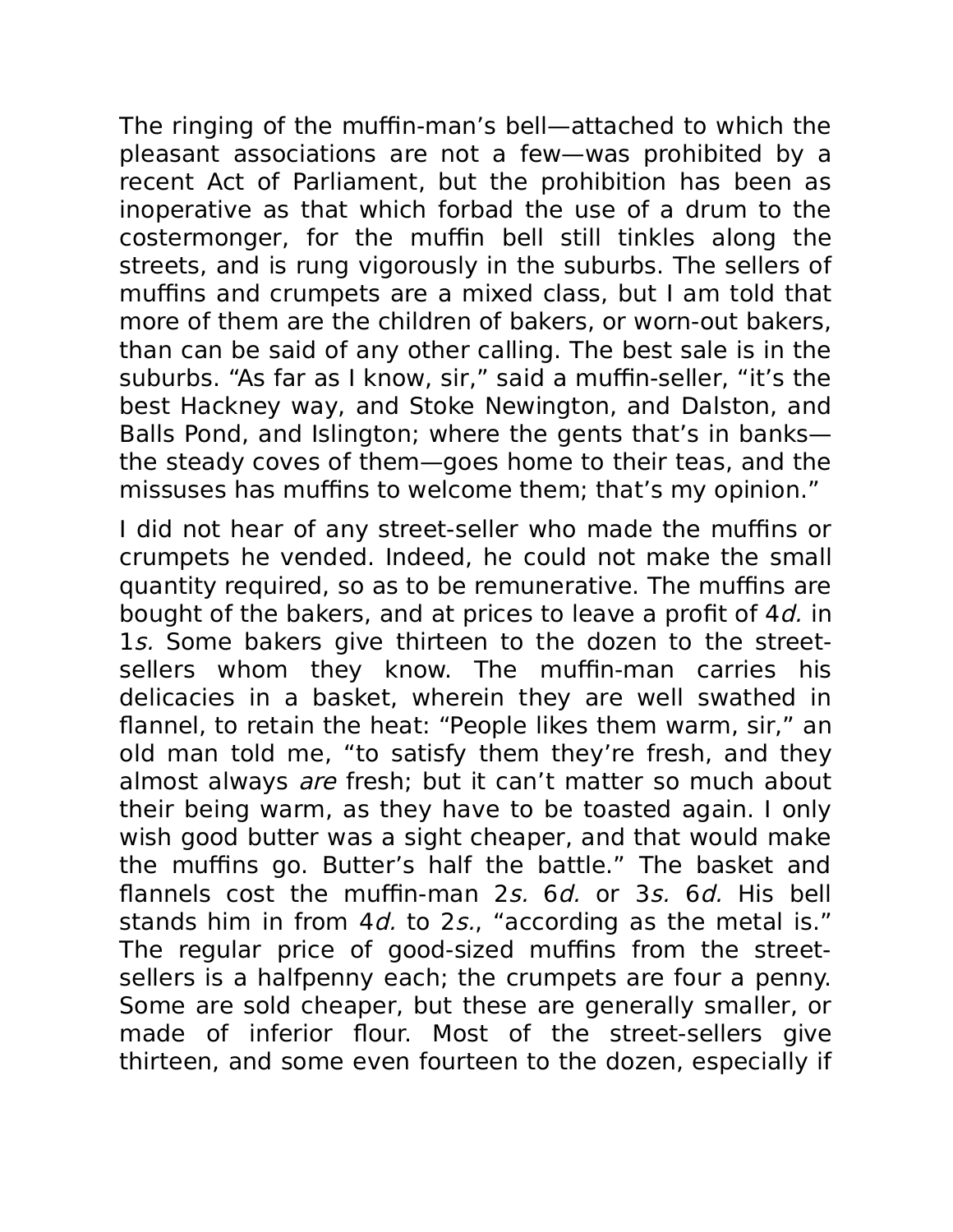The ringing of the muffin-man's bell—attached to which the pleasant associations are not a few—was prohibited by a recent Act of Parliament, but the prohibition has been as inoperative as that which forbad the use of a drum to the costermonger, for the muffin bell still tinkles along the streets, and is rung vigorously in the suburbs. The sellers of muffins and crumpets are a mixed class, but I am told that more of them are the children of bakers, or worn-out bakers, than can be said of any other calling. The best sale is in the suburbs. "As far as I know, sir," said a muffin-seller, "it's the best Hackney way, and Stoke Newington, and Dalston, and Balls Pond, and Islington; where the gents that's in banks—the steady coves of them—goes home to their teas, and the missuses has muffins to welcome them; that's my opinion."

I did not hear of any street-seller who made the muffins or crumpets he vended. Indeed, he could not make the small quantity required, so as to be remunerative. The muffins are bought of the bakers, and at prices to leave a profit of 4*d.* in 1*s.* Some bakers give thirteen to the dozen to the street-sellers whom they know. The muffin-man carries his delicacies in a basket, wherein they are well swathed in flannel, to retain the heat: "People likes them warm, sir," an old man told me, "to satisfy them they're fresh, and they almost always *are* fresh; but it can't matter so much about their being warm, as they have to be toasted again. I only wish good butter was a sight cheaper, and that would make the muffins go. Butter's half the battle." The basket and flannels cost the muffin-man 2*s.* 6*d.* or 3*s.* 6*d.* His bell stands him in from 4*d.* to 2*s.*, "according as the metal is." The regular price of good-sized muffins from the street-sellers is a halfpenny each; the crumpets are four a penny. Some are sold cheaper, but these are generally smaller, or made of inferior flour. Most of the street-sellers give thirteen, and some even fourteen to the dozen, especially if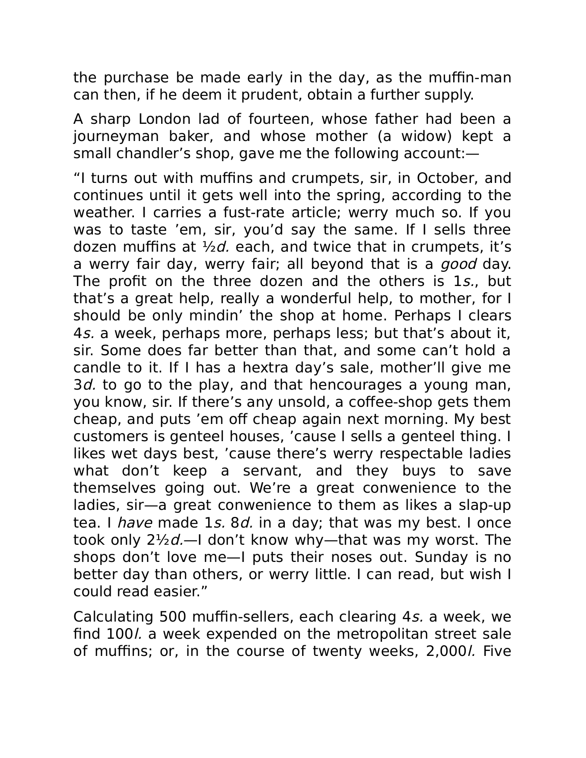the purchase be made early in the day, as the muffin-man can then, if he deem it prudent, obtain a further supply.

A sharp London lad of fourteen, whose father had been a journeyman baker, and whose mother (a widow) kept a small chandler's shop, gave me the following account:—

"I turns out with muffins and crumpets, sir, in October, and continues until it gets well into the spring, according to the weather. I carries a fust-rate article; werry much so. If you was to taste 'em, sir, you'd say the same. If I sells three dozen muffins at ½*d.* each, and twice that in crumpets, it's a werry fair day, werry fair; all beyond that is a *good* day. The profit on the three dozen and the others is 1*s.*, but that's a great help, really a wonderful help, to mother, for I should be only mindin' the shop at home. Perhaps I clears 4*s.* a week, perhaps more, perhaps less; but that's about it, sir. Some does far better than that, and some can't hold a candle to it. If I has a hextra day's sale, mother'll give me 3*d.* to go to the play, and that hencourages a young man, you know, sir. If there's any unsold, a coffee-shop gets them cheap, and puts 'em off cheap again next morning. My best customers is genteel houses, 'cause I sells a genteel thing. I likes wet days best, 'cause there's werry respectable ladies what don't keep a servant, and they buys to save themselves going out. We're a great conwenience to the ladies, sir—a great conwenience to them as likes a slap-up tea. I *have* made 1*s.* 8*d.* in a day; that was my best. I once took only 2½*d.*—I don't know why—that was my worst. The shops don't love me—I puts their noses out. Sunday is no better day than others, or werry little. I can read, but wish I could read easier."

Calculating 500 muffin-sellers, each clearing 4*s.* a week, we find 100*l.* a week expended on the metropolitan street sale of muffins; or, in the course of twenty weeks, 2,000*l.* Five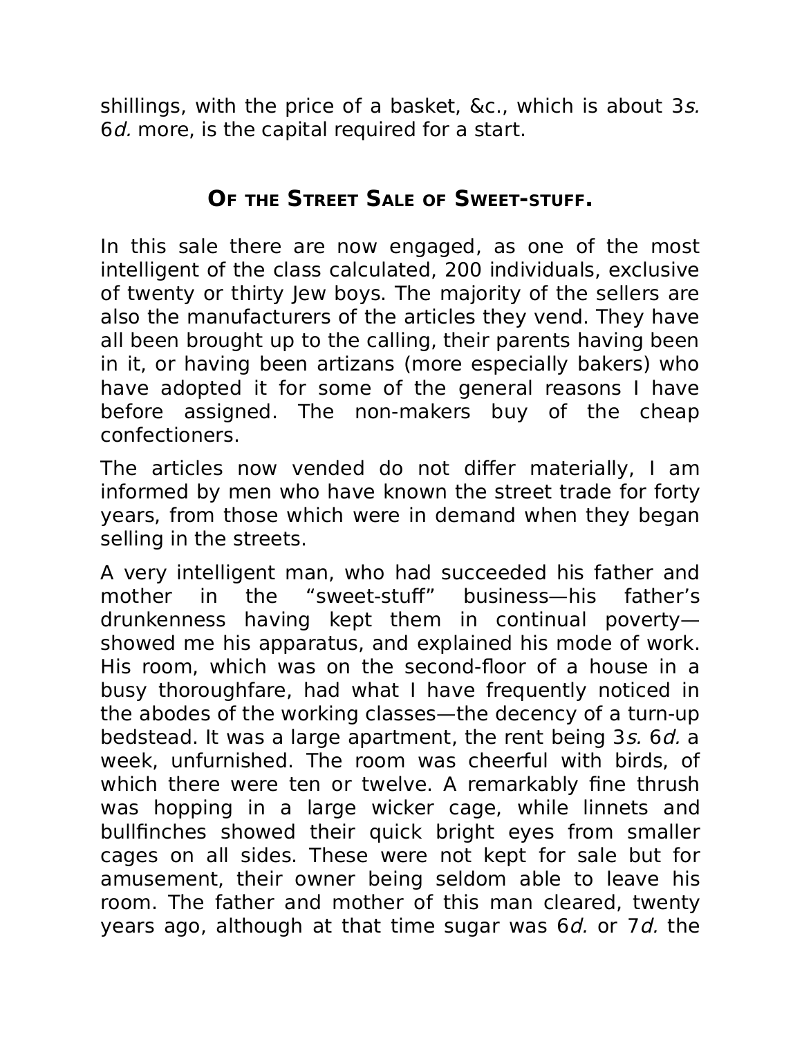shillings, with the price of a basket, &c., which is about 3*s.* 6*d.* more, is the capital required for a start.

## Of the Street Sale of Sweet-stuff.

In this sale there are now engaged, as one of the most intelligent of the class calculated, 200 individuals, exclusive of twenty or thirty Jew boys. The majority of the sellers are also the manufacturers of the articles they vend. They have all been brought up to the calling, their parents having been in it, or having been artizans (more especially bakers) who have adopted it for some of the general reasons I have before assigned. The non-makers buy of the cheap confectioners.

The articles now vended do not differ materially, I am informed by men who have known the street trade for forty years, from those which were in demand when they began selling in the streets.

A very intelligent man, who had succeeded his father and mother in the "sweet-stuff" business—his father's drunkenness having kept them in continual poverty—showed me his apparatus, and explained his mode of work. His room, which was on the second-floor of a house in a busy thoroughfare, had what I have frequently noticed in the abodes of the working classes—the decency of a turn-up bedstead. It was a large apartment, the rent being 3*s.* 6*d.* a week, unfurnished. The room was cheerful with birds, of which there were ten or twelve. A remarkably fine thrush was hopping in a large wicker cage, while linnets and bullfinches showed their quick bright eyes from smaller cages on all sides. These were not kept for sale but for amusement, their owner being seldom able to leave his room. The father and mother of this man cleared, twenty years ago, although at that time sugar was 6*d.* or 7*d.* the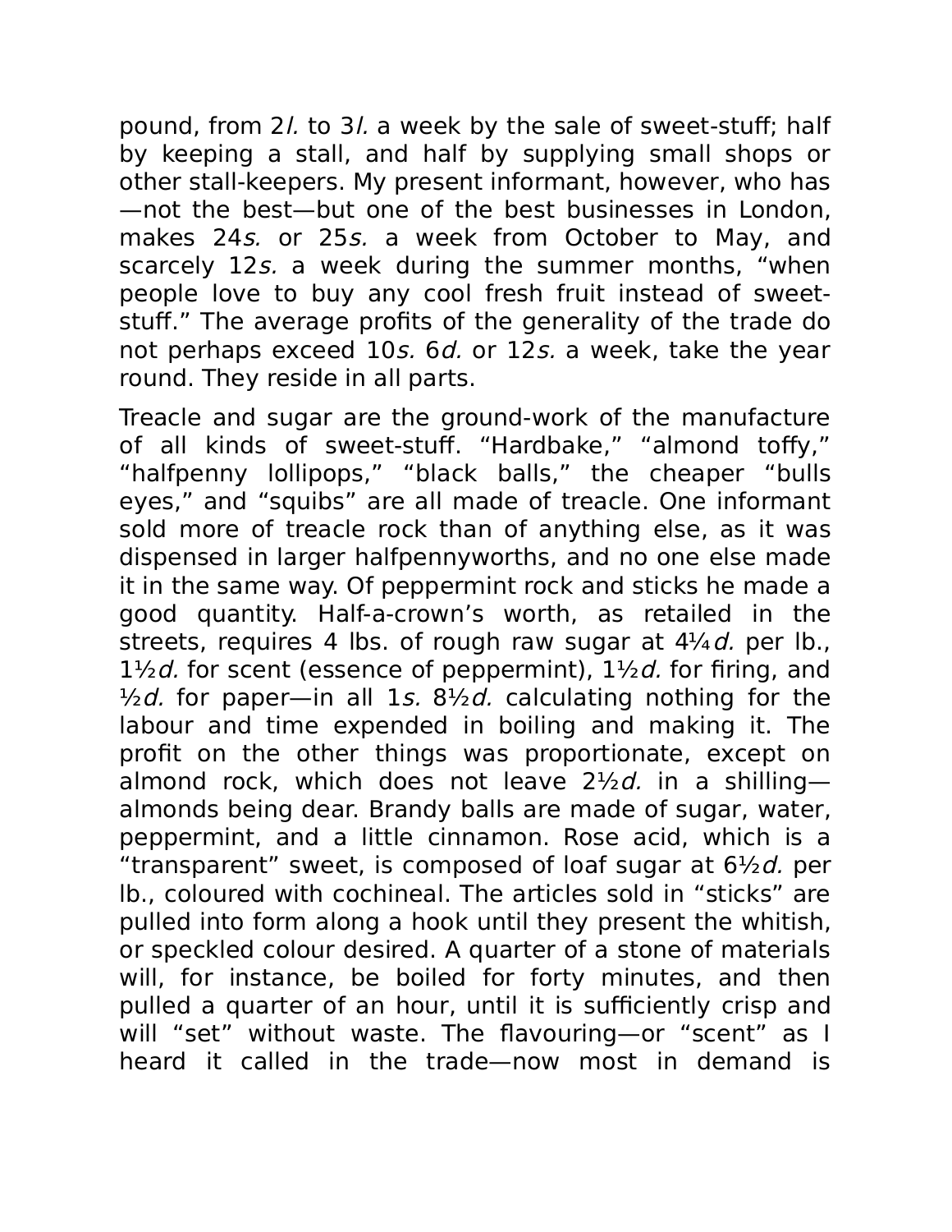pound, from 2*l.* to 3*l.* a week by the sale of sweet-stuff; half by keeping a stall, and half by supplying small shops or other stall-keepers. My present informant, however, who has—not the best—but one of the best businesses in London, makes 24*s.* or 25*s.* a week from October to May, and scarcely 12*s.* a week during the summer months, "when people love to buy any cool fresh fruit instead of sweet-stuff." The average profits of the generality of the trade do not perhaps exceed 10*s.* 6*d.* or 12*s.* a week, take the year round. They reside in all parts.

Treacle and sugar are the ground-work of the manufacture of all kinds of sweet-stuff. "Hardbake," "almond toffy," "halfpenny lollipops," "black balls," the cheaper "bulls eyes," and "squibs" are all made of treacle. One informant sold more of treacle rock than of anything else, as it was dispensed in larger halfpennyworths, and no one else made it in the same way. Of peppermint rock and sticks he made a good quantity. Half-a-crown's worth, as retailed in the streets, requires 4 lbs. of rough raw sugar at 4¼*d.* per lb., 1½*d.* for scent (essence of peppermint), 1½*d.* for firing, and ½*d.* for paper—in all 1*s.* 8½*d.* calculating nothing for the labour and time expended in boiling and making it. The profit on the other things was proportionate, except on almond rock, which does not leave 2½*d.* in a shilling—almonds being dear. Brandy balls are made of sugar, water, peppermint, and a little cinnamon. Rose acid, which is a "transparent" sweet, is composed of loaf sugar at 6½*d.* per lb., coloured with cochineal. The articles sold in "sticks" are pulled into form along a hook until they present the whitish, or speckled colour desired. A quarter of a stone of materials will, for instance, be boiled for forty minutes, and then pulled a quarter of an hour, until it is sufficiently crisp and will "set" without waste. The flavouring—or "scent" as I heard it called in the trade—now most in demand is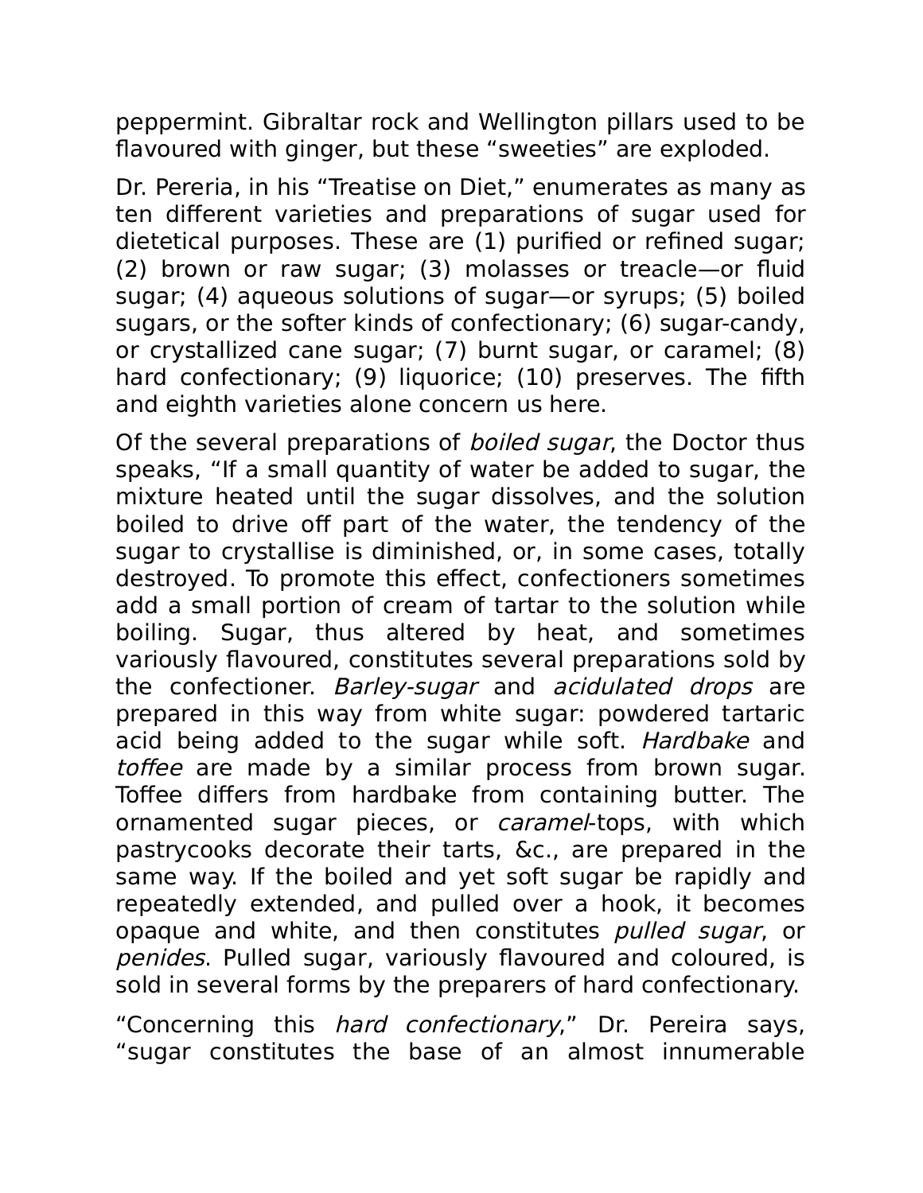peppermint. Gibraltar rock and Wellington pillars used to be flavoured with ginger, but these “sweeties” are exploded.

Dr. Pereria, in his “Treatise on Diet,” enumerates as many as ten different varieties and preparations of sugar used for dietetical purposes. These are (1) purified or refined sugar; (2) brown or raw sugar; (3) molasses or treacle—or fluid sugar; (4) aqueous solutions of sugar—or syrups; (5) boiled sugars, or the softer kinds of confectionary; (6) sugar-candy, or crystallized cane sugar; (7) burnt sugar, or caramel; (8) hard confectionary; (9) liquorice; (10) preserves. The fifth and eighth varieties alone concern us here.

Of the several preparations of *boiled sugar*, the Doctor thus speaks, “If a small quantity of water be added to sugar, the mixture heated until the sugar dissolves, and the solution boiled to drive off part of the water, the tendency of the sugar to crystallise is diminished, or, in some cases, totally destroyed. To promote this effect, confectioners sometimes add a small portion of cream of tartar to the solution while boiling. Sugar, thus altered by heat, and sometimes variously flavoured, constitutes several preparations sold by the confectioner. *Barley-sugar* and *acidulated drops* are prepared in this way from white sugar: powdered tartaric acid being added to the sugar while soft. *Hardbake* and *toffee* are made by a similar process from brown sugar. Toffee differs from hardbake from containing butter. The ornamented sugar pieces, or *caramel*-tops, with which pastrycooks decorate their tarts, &c., are prepared in the same way. If the boiled and yet soft sugar be rapidly and repeatedly extended, and pulled over a hook, it becomes opaque and white, and then constitutes *pulled sugar*, or *penides*. Pulled sugar, variously flavoured and coloured, is sold in several forms by the preparers of hard confectionary.

“Concerning this *hard confectionary*,” Dr. Pereira says, “sugar constitutes the base of an almost innumerable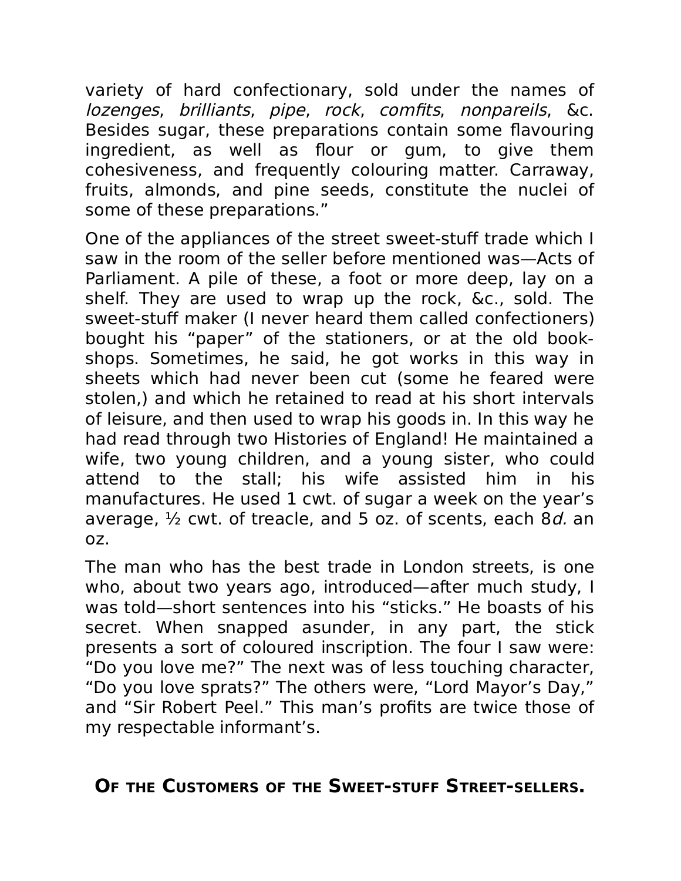variety of hard confectionary, sold under the names of *lozenges*, *brilliants*, *pipe*, *rock*, *comfits*, *nonpareils*, &c. Besides sugar, these preparations contain some flavouring ingredient, as well as flour or gum, to give them cohesiveness, and frequently colouring matter. Carraway, fruits, almonds, and pine seeds, constitute the nuclei of some of these preparations."

One of the appliances of the street sweet-stuff trade which I saw in the room of the seller before mentioned was—Acts of Parliament. A pile of these, a foot or more deep, lay on a shelf. They are used to wrap up the rock, &c., sold. The sweet-stuff maker (I never heard them called confectioners) bought his "paper" of the stationers, or at the old book-shops. Sometimes, he said, he got works in this way in sheets which had never been cut (some he feared were stolen,) and which he retained to read at his short intervals of leisure, and then used to wrap his goods in. In this way he had read through two Histories of England! He maintained a wife, two young children, and a young sister, who could attend to the stall; his wife assisted him in his manufactures. He used 1 cwt. of sugar a week on the year's average, ½ cwt. of treacle, and 5 oz. of scents, each 8*d.* an oz.

The man who has the best trade in London streets, is one who, about two years ago, introduced—after much study, I was told—short sentences into his "sticks." He boasts of his secret. When snapped asunder, in any part, the stick presents a sort of coloured inscription. The four I saw were: "Do you love me?" The next was of less touching character, "Do you love sprats?" The others were, "Lord Mayor's Day," and "Sir Robert Peel." This man's profits are twice those of my respectable informant's.

## Of the Customers of the Sweet-stuff Street-sellers.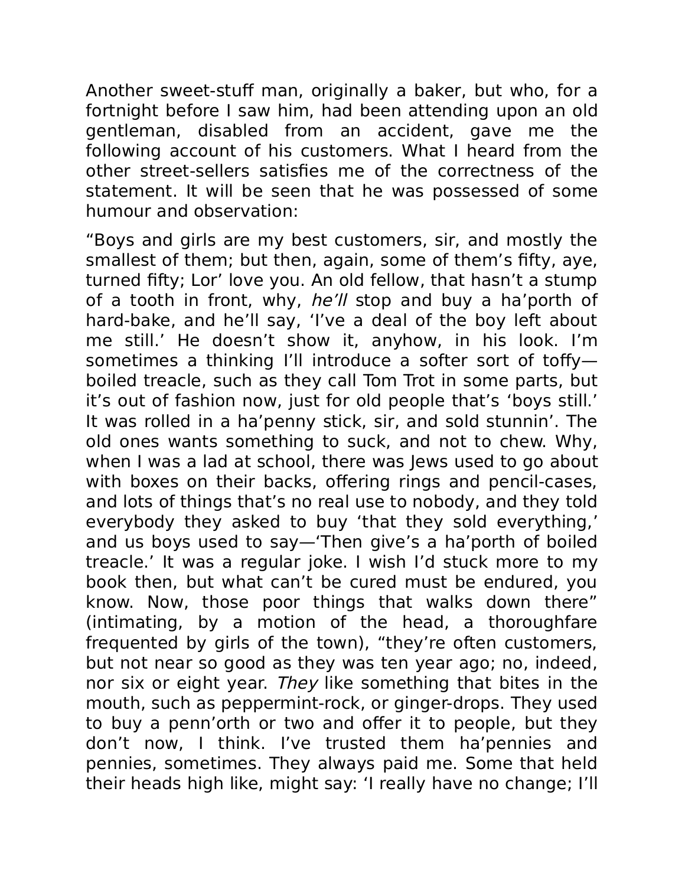Another sweet-stuff man, originally a baker, but who, for a fortnight before I saw him, had been attending upon an old gentleman, disabled from an accident, gave me the following account of his customers. What I heard from the other street-sellers satisfies me of the correctness of the statement. It will be seen that he was possessed of some humour and observation:

"Boys and girls are my best customers, sir, and mostly the smallest of them; but then, again, some of them's fifty, aye, turned fifty; Lor' love you. An old fellow, that hasn't a stump of a tooth in front, why, *he'll* stop and buy a ha'porth of hard-bake, and he'll say, 'I've a deal of the boy left about me still.' He doesn't show it, anyhow, in his look. I'm sometimes a thinking I'll introduce a softer sort of toffy—boiled treacle, such as they call Tom Trot in some parts, but it's out of fashion now, just for old people that's 'boys still.' It was rolled in a ha'penny stick, sir, and sold stunnin'. The old ones wants something to suck, and not to chew. Why, when I was a lad at school, there was Jews used to go about with boxes on their backs, offering rings and pencil-cases, and lots of things that's no real use to nobody, and they told everybody they asked to buy 'that they sold everything,' and us boys used to say—'Then give's a ha'porth of boiled treacle.' It was a regular joke. I wish I'd stuck more to my book then, but what can't be cured must be endured, you know. Now, those poor things that walks down there" (intimating, by a motion of the head, a thoroughfare frequented by girls of the town), "they're often customers, but not near so good as they was ten year ago; no, indeed, nor six or eight year. *They* like something that bites in the mouth, such as peppermint-rock, or ginger-drops. They used to buy a penn'orth or two and offer it to people, but they don't now, I think. I've trusted them ha'pennies and pennies, sometimes. They always paid me. Some that held their heads high like, might say: 'I really have no change; I'll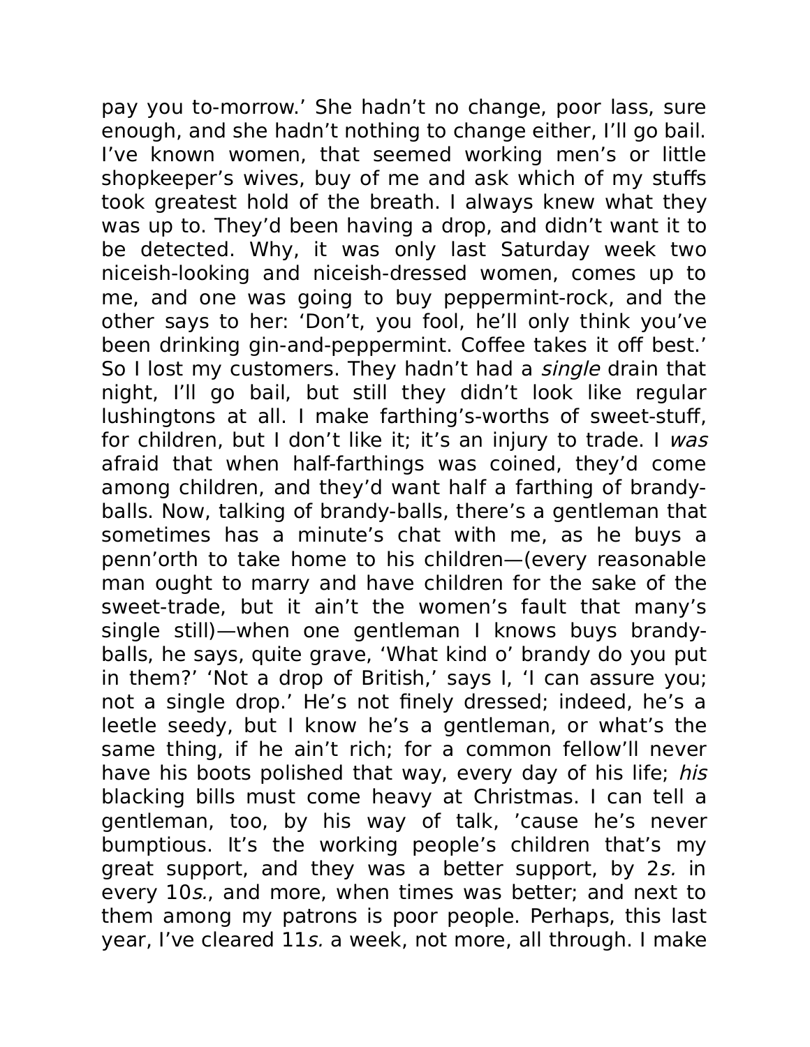pay you to-morrow.’ She hadn’t no change, poor lass, sure enough, and she hadn’t nothing to change either, I’ll go bail. I’ve known women, that seemed working men’s or little shopkeeper’s wives, buy of me and ask which of my stuffs took greatest hold of the breath. I always knew what they was up to. They’d been having a drop, and didn’t want it to be detected. Why, it was only last Saturday week two niceish-looking and niceish-dressed women, comes up to me, and one was going to buy peppermint-rock, and the other says to her: ‘Don’t, you fool, he’ll only think you’ve been drinking gin-and-peppermint. Coffee takes it off best.’ So I lost my customers. They hadn’t had a *single* drain that night, I’ll go bail, but still they didn’t look like regular lushingtons at all. I make farthing’s-worths of sweet-stuff, for children, but I don’t like it; it’s an injury to trade. I *was* afraid that when half-farthings was coined, they’d come among children, and they’d want half a farthing of brandy-balls. Now, talking of brandy-balls, there’s a gentleman that sometimes has a minute’s chat with me, as he buys a penn’orth to take home to his children—(every reasonable man ought to marry and have children for the sake of the sweet-trade, but it ain’t the women’s fault that many’s single still)—when one gentleman I knows buys brandy-balls, he says, quite grave, ‘What kind o’ brandy do you put in them?’ ‘Not a drop of British,’ says I, ‘I can assure you; not a single drop.’ He’s not finely dressed; indeed, he’s a leetle seedy, but I know he’s a gentleman, or what’s the same thing, if he ain’t rich; for a common fellow’ll never have his boots polished that way, every day of his life; *his* blacking bills must come heavy at Christmas. I can tell a gentleman, too, by his way of talk, ’cause he’s never bumptious. It’s the working people’s children that’s my great support, and they was a better support, by 2*s.* in every 10*s.*, and more, when times was better; and next to them among my patrons is poor people. Perhaps, this last year, I’ve cleared 11*s.* a week, not more, all through. I make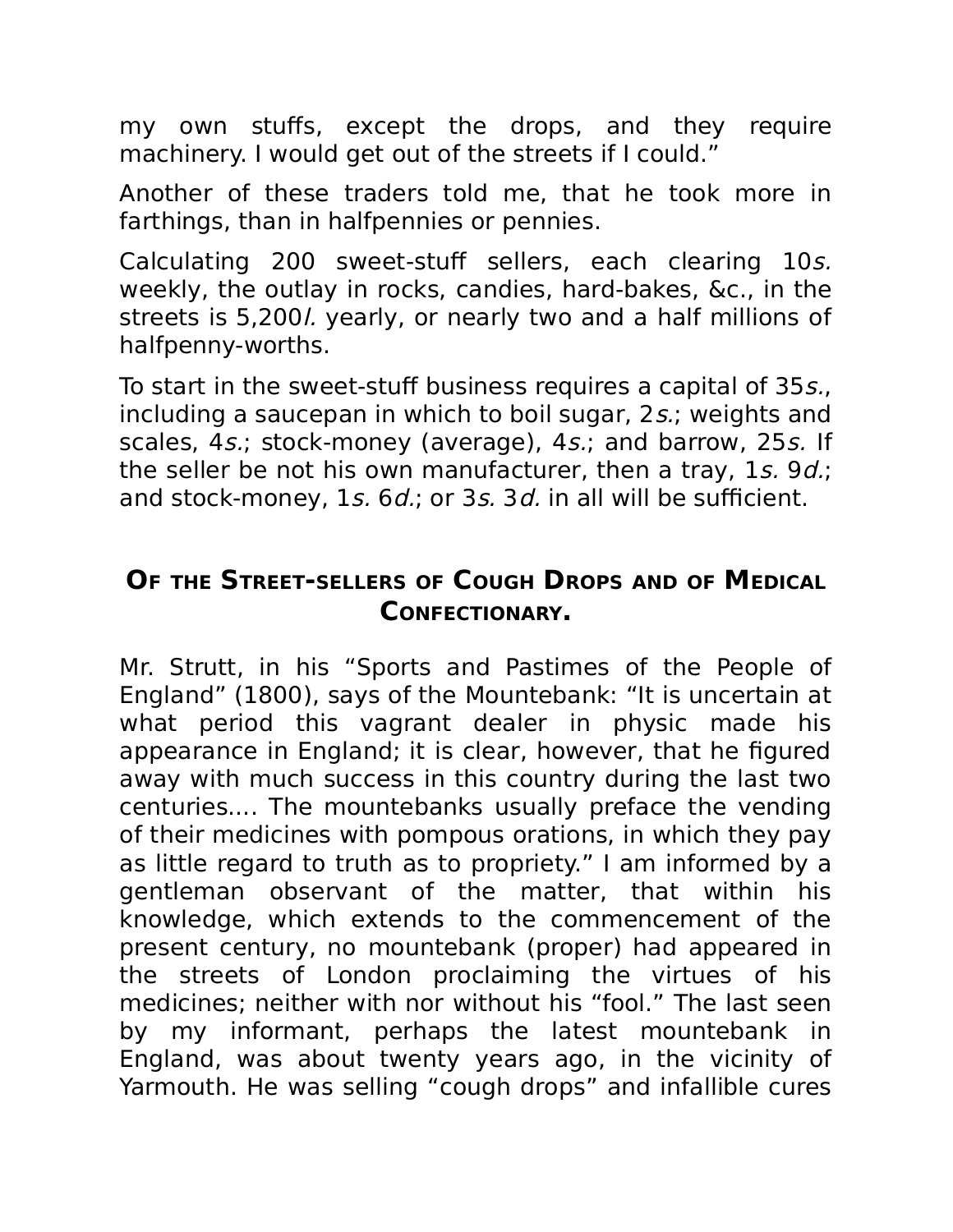my own stuffs, except the drops, and they require machinery. I would get out of the streets if I could."

Another of these traders told me, that he took more in farthings, than in halfpennies or pennies.

Calculating 200 sweet-stuff sellers, each clearing 10*s.* weekly, the outlay in rocks, candies, hard-bakes, &c., in the streets is 5,200*l.* yearly, or nearly two and a half millions of halfpenny-worths.

To start in the sweet-stuff business requires a capital of 35*s.*, including a saucepan in which to boil sugar, 2*s.*; weights and scales, 4*s.*; stock-money (average), 4*s.*; and barrow, 25*s.* If the seller be not his own manufacturer, then a tray, 1*s.* 9*d.*; and stock-money, 1*s.* 6*d.*; or 3*s.* 3*d.* in all will be sufficient.

## Of the Street-sellers of Cough Drops and of Medical Confectionary.

Mr. Strutt, in his "Sports and Pastimes of the People of England" (1800), says of the Mountebank: "It is uncertain at what period this vagrant dealer in physic made his appearance in England; it is clear, however, that he figured away with much success in this country during the last two centuries.... The mountebanks usually preface the vending of their medicines with pompous orations, in which they pay as little regard to truth as to propriety." I am informed by a gentleman observant of the matter, that within his knowledge, which extends to the commencement of the present century, no mountebank (proper) had appeared in the streets of London proclaiming the virtues of his medicines; neither with nor without his "fool." The last seen by my informant, perhaps the latest mountebank in England, was about twenty years ago, in the vicinity of Yarmouth. He was selling "cough drops" and infallible cures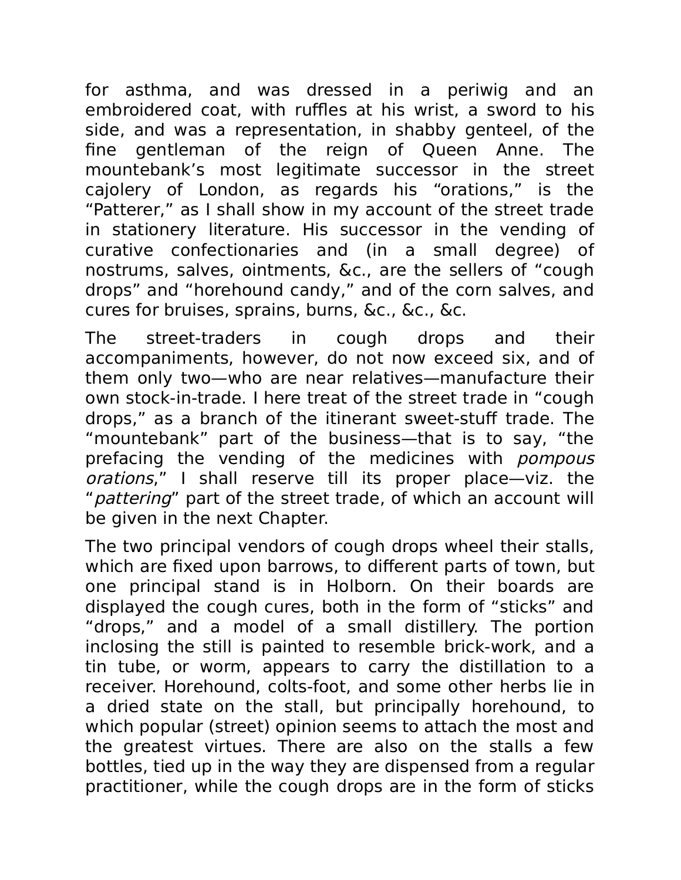for asthma, and was dressed in a periwig and an embroidered coat, with ruffles at his wrist, a sword to his side, and was a representation, in shabby genteel, of the fine gentleman of the reign of Queen Anne. The mountebank's most legitimate successor in the street cajolery of London, as regards his "orations," is the "Patterer," as I shall show in my account of the street trade in stationery literature. His successor in the vending of curative confectionaries and (in a small degree) of nostrums, salves, ointments, &c., are the sellers of "cough drops" and "horehound candy," and of the corn salves, and cures for bruises, sprains, burns, &c., &c., &c.

The street-traders in cough drops and their accompaniments, however, do not now exceed six, and of them only two—who are near relatives—manufacture their own stock-in-trade. I here treat of the street trade in "cough drops," as a branch of the itinerant sweet-stuff trade. The "mountebank" part of the business—that is to say, "the prefacing the vending of the medicines with *pompous orations*," I shall reserve till its proper place—viz. the "*pattering*" part of the street trade, of which an account will be given in the next Chapter.

The two principal vendors of cough drops wheel their stalls, which are fixed upon barrows, to different parts of town, but one principal stand is in Holborn. On their boards are displayed the cough cures, both in the form of "sticks" and "drops," and a model of a small distillery. The portion inclosing the still is painted to resemble brick-work, and a tin tube, or worm, appears to carry the distillation to a receiver. Horehound, colts-foot, and some other herbs lie in a dried state on the stall, but principally horehound, to which popular (street) opinion seems to attach the most and the greatest virtues. There are also on the stalls a few bottles, tied up in the way they are dispensed from a regular practitioner, while the cough drops are in the form of sticks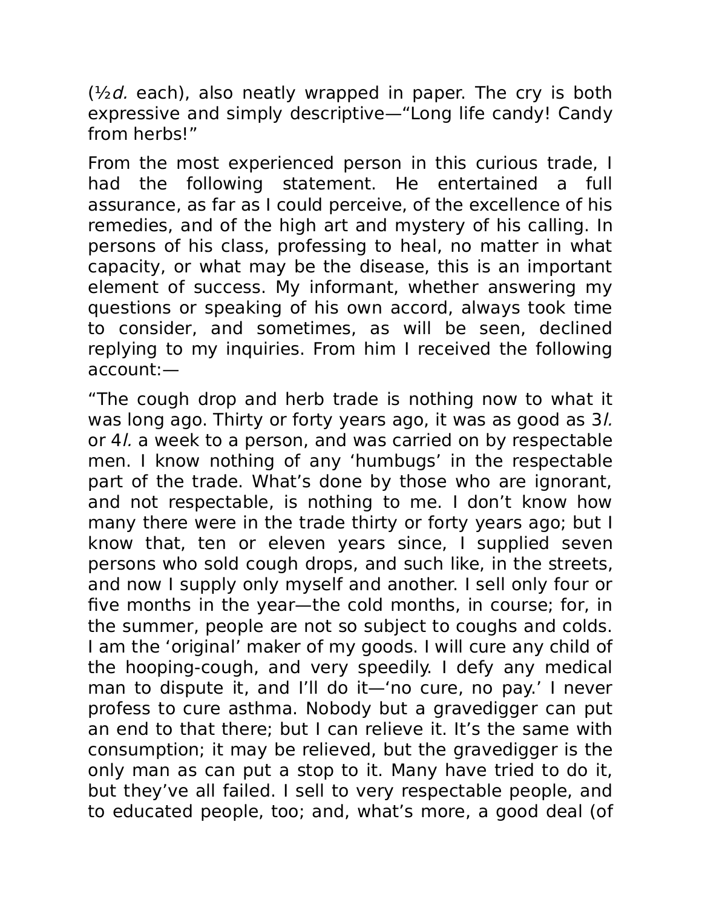(½*d.* each), also neatly wrapped in paper. The cry is both expressive and simply descriptive—"Long life candy! Candy from herbs!"

From the most experienced person in this curious trade, I had the following statement. He entertained a full assurance, as far as I could perceive, of the excellence of his remedies, and of the high art and mystery of his calling. In persons of his class, professing to heal, no matter in what capacity, or what may be the disease, this is an important element of success. My informant, whether answering my questions or speaking of his own accord, always took time to consider, and sometimes, as will be seen, declined replying to my inquiries. From him I received the following account:—

"The cough drop and herb trade is nothing now to what it was long ago. Thirty or forty years ago, it was as good as 3*l.* or 4*l.* a week to a person, and was carried on by respectable men. I know nothing of any 'humbugs' in the respectable part of the trade. What's done by those who are ignorant, and not respectable, is nothing to me. I don't know how many there were in the trade thirty or forty years ago; but I know that, ten or eleven years since, I supplied seven persons who sold cough drops, and such like, in the streets, and now I supply only myself and another. I sell only four or five months in the year—the cold months, in course; for, in the summer, people are not so subject to coughs and colds. I am the 'original' maker of my goods. I will cure any child of the hooping-cough, and very speedily. I defy any medical man to dispute it, and I'll do it—'no cure, no pay.' I never profess to cure asthma. Nobody but a gravedigger can put an end to that there; but I can relieve it. It's the same with consumption; it may be relieved, but the gravedigger is the only man as can put a stop to it. Many have tried to do it, but they've all failed. I sell to very respectable people, and to educated people, too; and, what's more, a good deal (of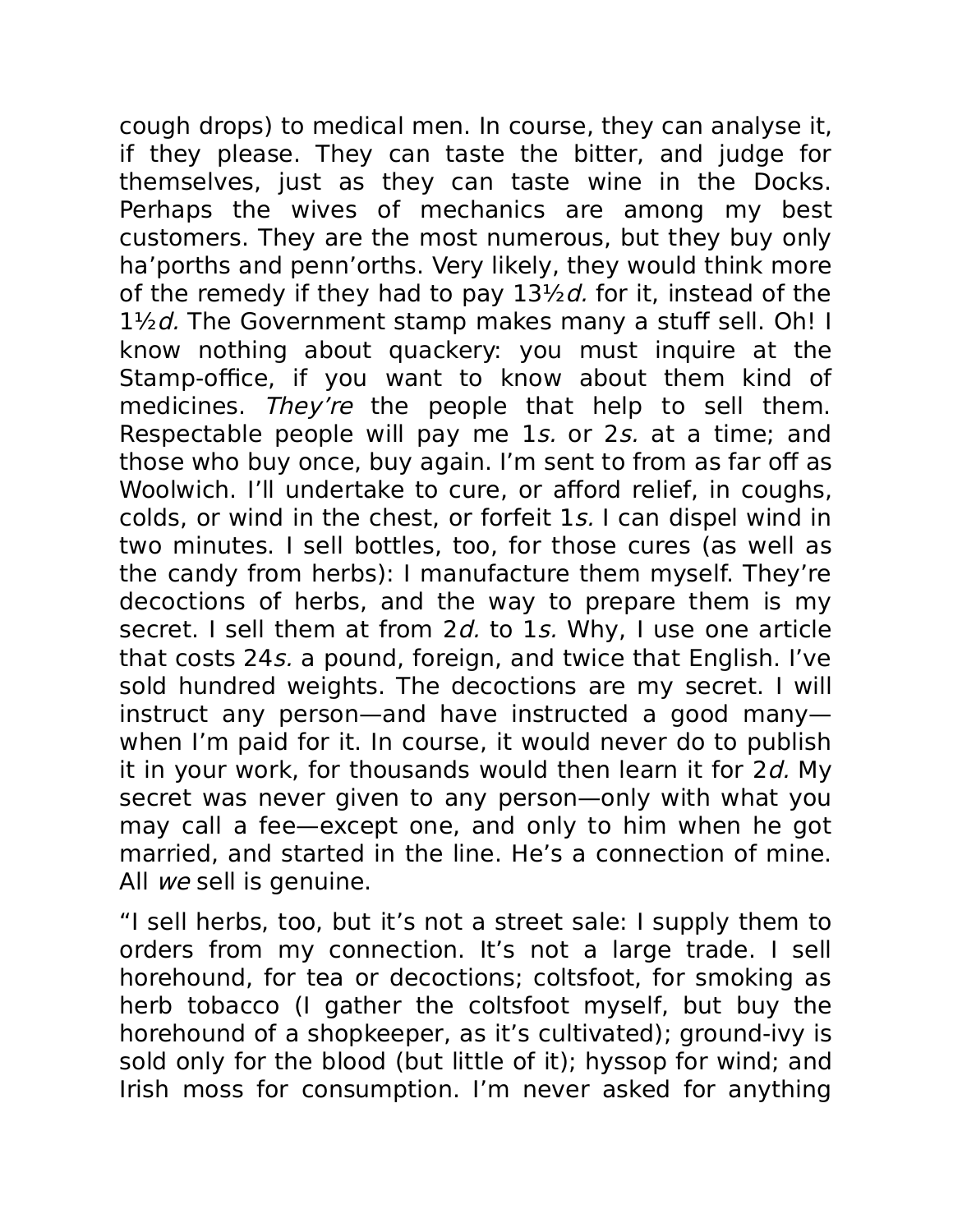cough drops) to medical men. In course, they can analyse it, if they please. They can taste the bitter, and judge for themselves, just as they can taste wine in the Docks. Perhaps the wives of mechanics are among my best customers. They are the most numerous, but they buy only ha'porths and penn'orths. Very likely, they would think more of the remedy if they had to pay 13½*d.* for it, instead of the 1½*d.* The Government stamp makes many a stuff sell. Oh! I know nothing about quackery: you must inquire at the Stamp-office, if you want to know about them kind of medicines. *They're* the people that help to sell them. Respectable people will pay me 1*s.* or 2*s.* at a time; and those who buy once, buy again. I'm sent to from as far off as Woolwich. I'll undertake to cure, or afford relief, in coughs, colds, or wind in the chest, or forfeit 1*s.* I can dispel wind in two minutes. I sell bottles, too, for those cures (as well as the candy from herbs): I manufacture them myself. They're decoctions of herbs, and the way to prepare them is my secret. I sell them at from 2*d.* to 1*s.* Why, I use one article that costs 24*s.* a pound, foreign, and twice that English. I've sold hundred weights. The decoctions are my secret. I will instruct any person—and have instructed a good many—when I'm paid for it. In course, it would never do to publish it in your work, for thousands would then learn it for 2*d.* My secret was never given to any person—only with what you may call a fee—except one, and only to him when he got married, and started in the line. He's a connection of mine. All *we* sell is genuine.

"I sell herbs, too, but it's not a street sale: I supply them to orders from my connection. It's not a large trade. I sell horehound, for tea or decoctions; coltsfoot, for smoking as herb tobacco (I gather the coltsfoot myself, but buy the horehound of a shopkeeper, as it's cultivated); ground-ivy is sold only for the blood (but little of it); hyssop for wind; and Irish moss for consumption. I'm never asked for anything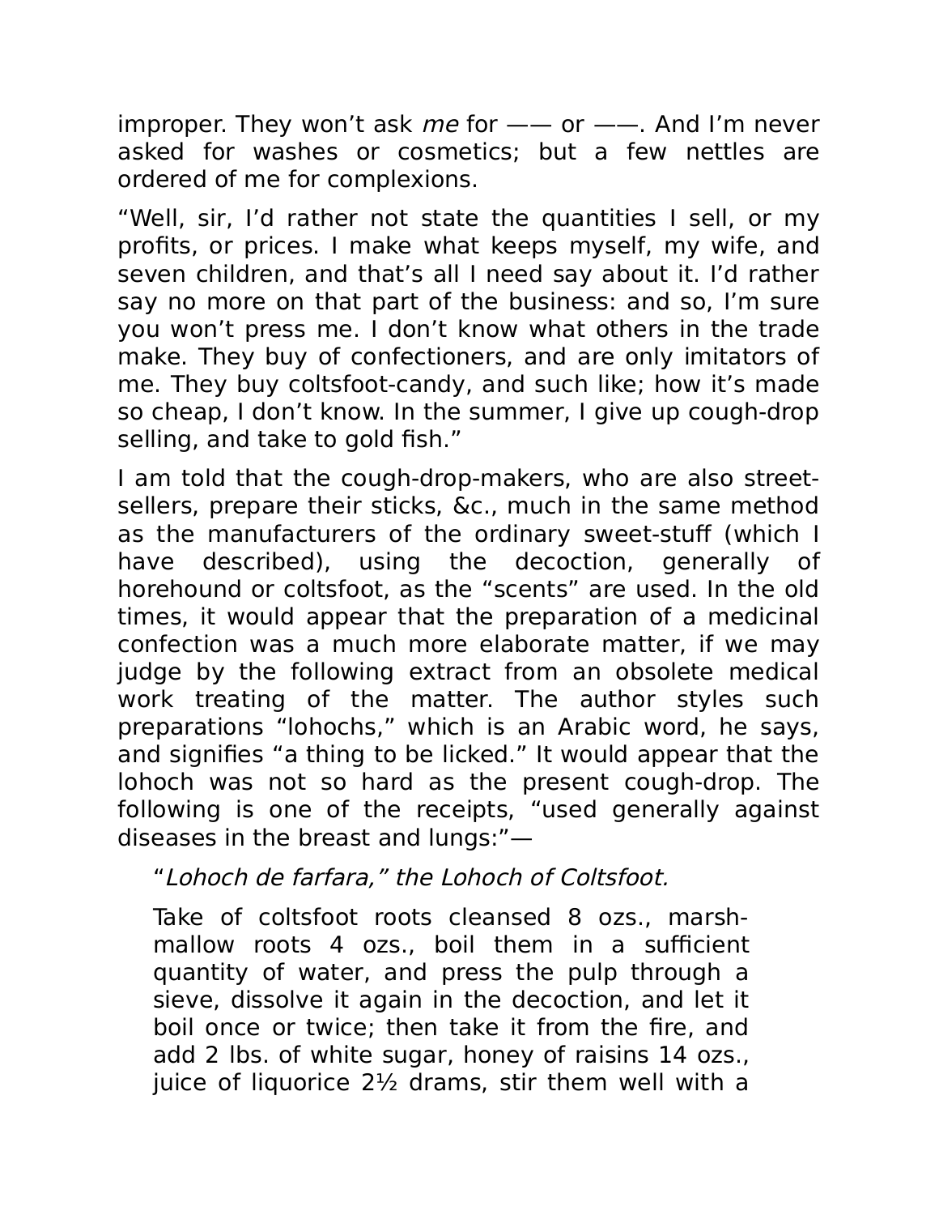improper. They won’t ask *me* for —— or ——. And I’m never asked for washes or cosmetics; but a few nettles are ordered of me for complexions.

“Well, sir, I’d rather not state the quantities I sell, or my profits, or prices. I make what keeps myself, my wife, and seven children, and that’s all I need say about it. I’d rather say no more on that part of the business: and so, I’m sure you won’t press me. I don’t know what others in the trade make. They buy of confectioners, and are only imitators of me. They buy coltsfoot-candy, and such like; how it’s made so cheap, I don’t know. In the summer, I give up cough-drop selling, and take to gold fish.”

I am told that the cough-drop-makers, who are also street-sellers, prepare their sticks, &c., much in the same method as the manufacturers of the ordinary sweet-stuff (which I have described), using the decoction, generally of horehound or coltsfoot, as the “scents” are used. In the old times, it would appear that the preparation of a medicinal confection was a much more elaborate matter, if we may judge by the following extract from an obsolete medical work treating of the matter. The author styles such preparations “lohochs,” which is an Arabic word, he says, and signifies “a thing to be licked.” It would appear that the lohoch was not so hard as the present cough-drop. The following is one of the receipts, “used generally against diseases in the breast and lungs:”—

> “*Lohoch de farfara,” the Lohoch of Coltsfoot.*
>
> Take of coltsfoot roots cleansed 8 ozs., marsh-mallow roots 4 ozs., boil them in a sufficient quantity of water, and press the pulp through a sieve, dissolve it again in the decoction, and let it boil once or twice; then take it from the fire, and add 2 lbs. of white sugar, honey of raisins 14 ozs., juice of liquorice 2½ drams, stir them well with a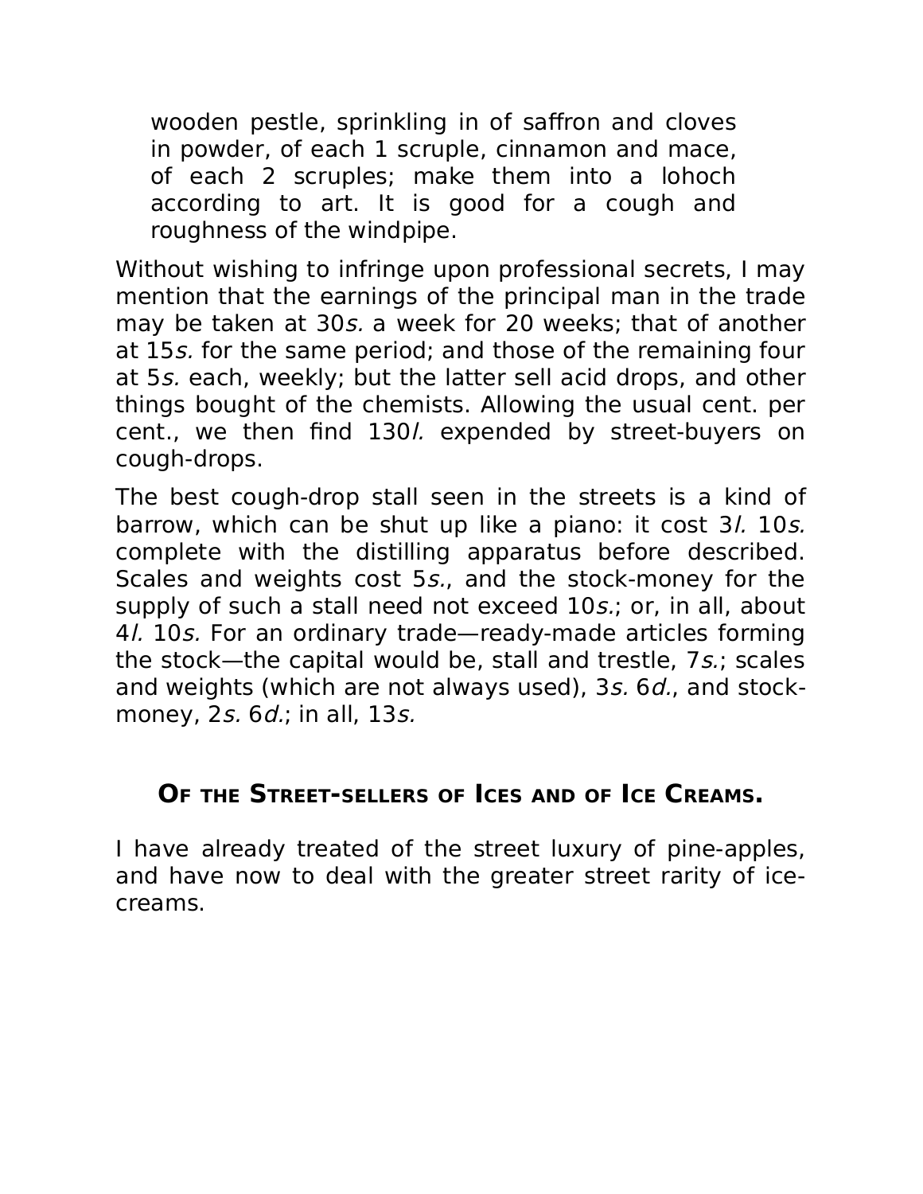> wooden pestle, sprinkling in of saffron and cloves in powder, of each 1 scruple, cinnamon and mace, of each 2 scruples; make them into a lohoch according to art. It is good for a cough and roughness of the windpipe.

Without wishing to infringe upon professional secrets, I may mention that the earnings of the principal man in the trade may be taken at 30*s.* a week for 20 weeks; that of another at 15*s.* for the same period; and those of the remaining four at 5*s.* each, weekly; but the latter sell acid drops, and other things bought of the chemists. Allowing the usual cent. per cent., we then find 130*l.* expended by street-buyers on cough-drops.

The best cough-drop stall seen in the streets is a kind of barrow, which can be shut up like a piano: it cost 3*l.* 10*s.* complete with the distilling apparatus before described. Scales and weights cost 5*s.*, and the stock-money for the supply of such a stall need not exceed 10*s.*; or, in all, about 4*l.* 10*s.* For an ordinary trade—ready-made articles forming the stock—the capital would be, stall and trestle, 7*s.*; scales and weights (which are not always used), 3*s.* 6*d.*, and stock-money, 2*s.* 6*d.*; in all, 13*s.*

## OF THE STREET-SELLERS OF ICES AND OF ICE CREAMS.

I have already treated of the street luxury of pine-apples, and have now to deal with the greater street rarity of ice-creams.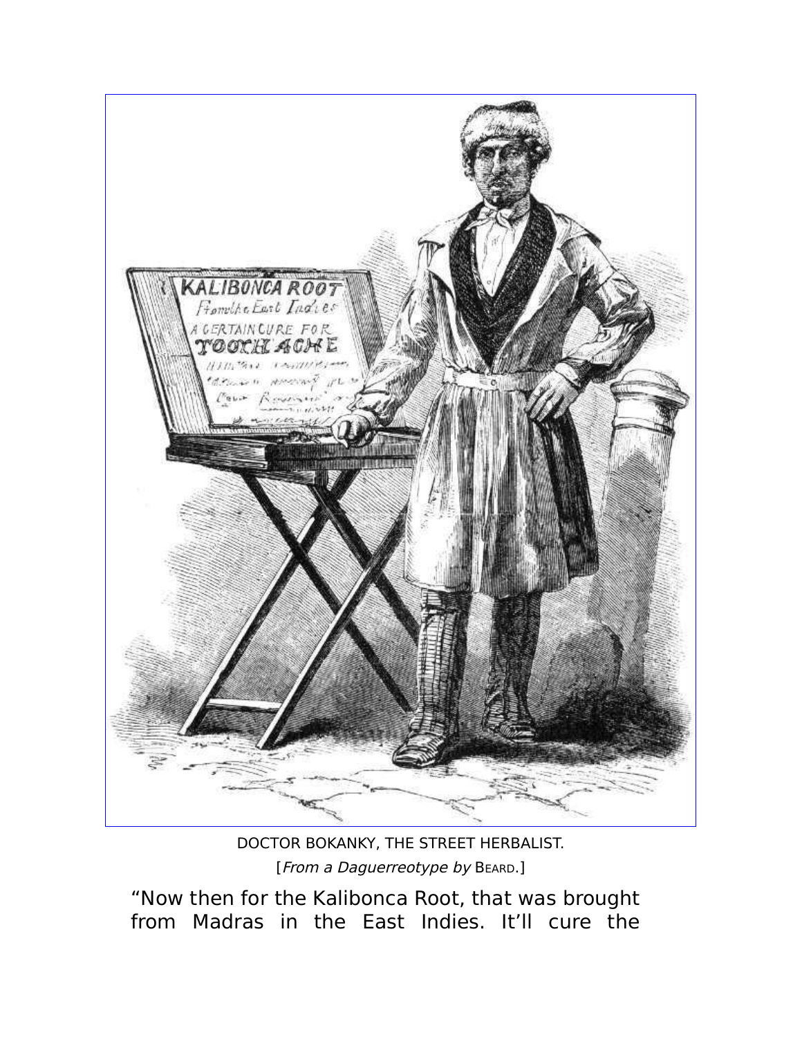DOCTOR BOKANKY, THE STREET HERBALIST.

[*From a Daguerreotype by* BEARD.]

“Now then for the Kalibonca Root, that was brought from Madras in the East Indies. It’ll cure the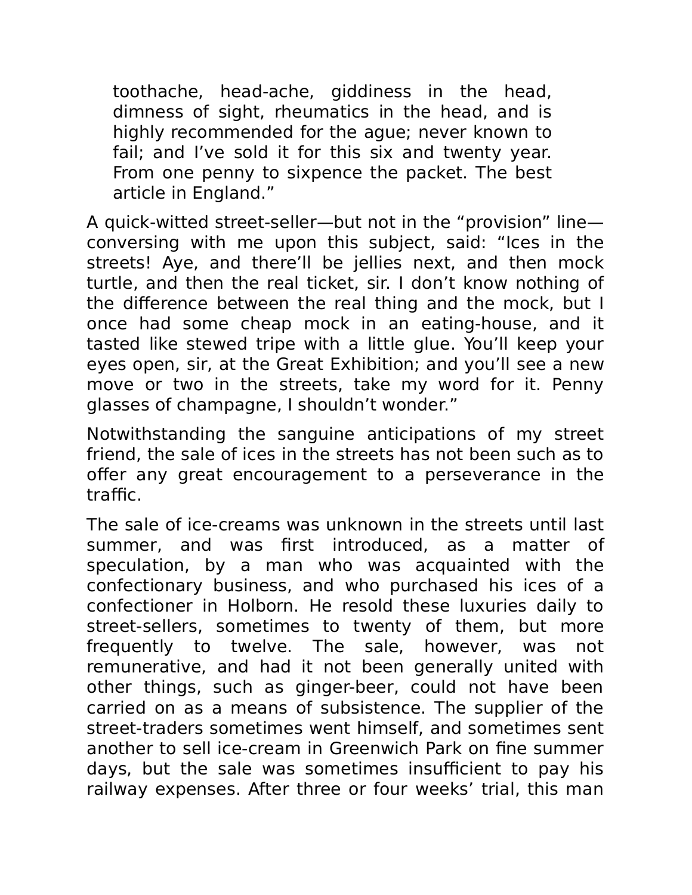> toothache, head-ache, giddiness in the head, dimness of sight, rheumatics in the head, and is highly recommended for the ague; never known to fail; and I've sold it for this six and twenty year. From one penny to sixpence the packet. The best article in England."

A quick-witted street-seller—but not in the "provision" line—conversing with me upon this subject, said: "Ices in the streets! Aye, and there'll be jellies next, and then mock turtle, and then the real ticket, sir. I don't know nothing of the difference between the real thing and the mock, but I once had some cheap mock in an eating-house, and it tasted like stewed tripe with a little glue. You'll keep your eyes open, sir, at the Great Exhibition; and you'll see a new move or two in the streets, take my word for it. Penny glasses of champagne, I shouldn't wonder."

Notwithstanding the sanguine anticipations of my street friend, the sale of ices in the streets has not been such as to offer any great encouragement to a perseverance in the traffic.

The sale of ice-creams was unknown in the streets until last summer, and was first introduced, as a matter of speculation, by a man who was acquainted with the confectionary business, and who purchased his ices of a confectioner in Holborn. He resold these luxuries daily to street-sellers, sometimes to twenty of them, but more frequently to twelve. The sale, however, was not remunerative, and had it not been generally united with other things, such as ginger-beer, could not have been carried on as a means of subsistence. The supplier of the street-traders sometimes went himself, and sometimes sent another to sell ice-cream in Greenwich Park on fine summer days, but the sale was sometimes insufficient to pay his railway expenses. After three or four weeks' trial, this man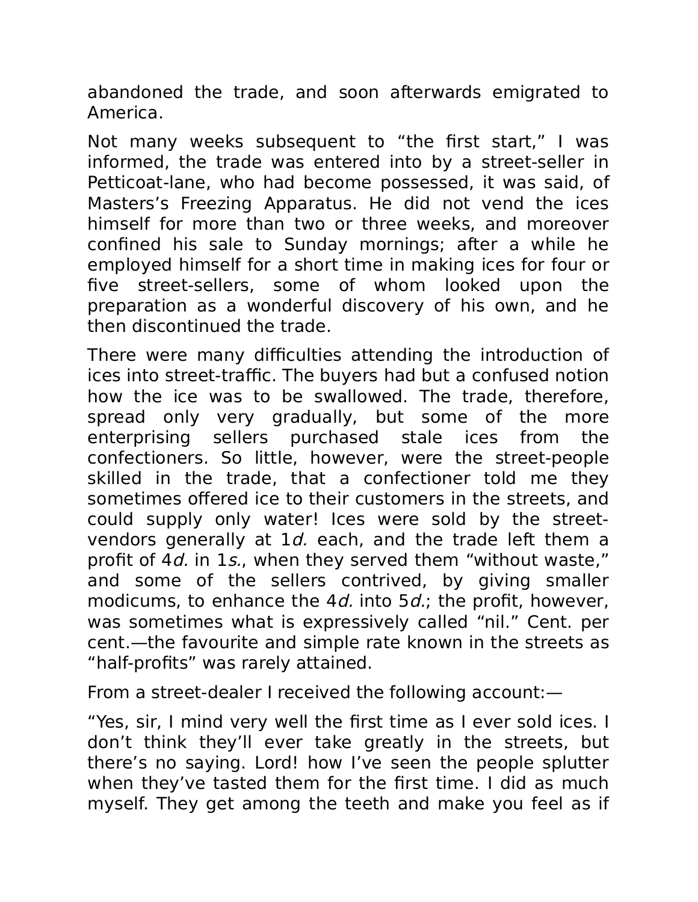abandoned the trade, and soon afterwards emigrated to America.

Not many weeks subsequent to "the first start," I was informed, the trade was entered into by a street-seller in Petticoat-lane, who had become possessed, it was said, of Masters's Freezing Apparatus. He did not vend the ices himself for more than two or three weeks, and moreover confined his sale to Sunday mornings; after a while he employed himself for a short time in making ices for four or five street-sellers, some of whom looked upon the preparation as a wonderful discovery of his own, and he then discontinued the trade.

There were many difficulties attending the introduction of ices into street-traffic. The buyers had but a confused notion how the ice was to be swallowed. The trade, therefore, spread only very gradually, but some of the more enterprising sellers purchased stale ices from the confectioners. So little, however, were the street-people skilled in the trade, that a confectioner told me they sometimes offered ice to their customers in the streets, and could supply only water! Ices were sold by the street-vendors generally at 1*d.* each, and the trade left them a profit of 4*d.* in 1*s.*, when they served them "without waste," and some of the sellers contrived, by giving smaller modicums, to enhance the 4*d.* into 5*d.*; the profit, however, was sometimes what is expressively called "nil." Cent. per cent.—the favourite and simple rate known in the streets as "half-profits" was rarely attained.

From a street-dealer I received the following account:—

"Yes, sir, I mind very well the first time as I ever sold ices. I don't think they'll ever take greatly in the streets, but there's no saying. Lord! how I've seen the people splutter when they've tasted them for the first time. I did as much myself. They get among the teeth and make you feel as if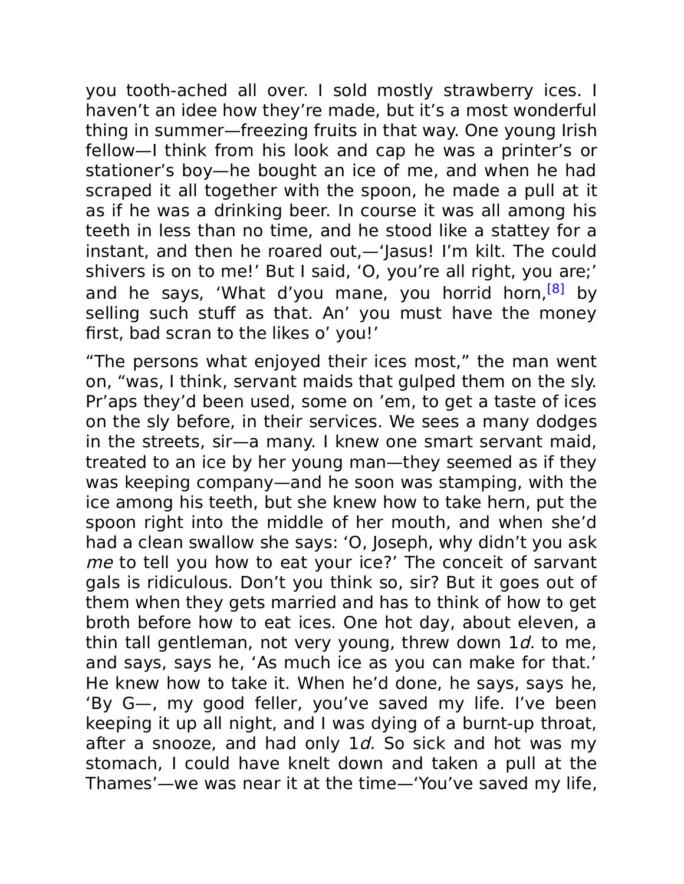you tooth-ached all over. I sold mostly strawberry ices. I haven't an idee how they're made, but it's a most wonderful thing in summer—freezing fruits in that way. One young Irish fellow—I think from his look and cap he was a printer's or stationer's boy—he bought an ice of me, and when he had scraped it all together with the spoon, he made a pull at it as if he was a drinking beer. In course it was all among his teeth in less than no time, and he stood like a stattey for a instant, and then he roared out,—'Jasus! I'm kilt. The could shivers is on to me!' But I said, 'O, you're all right, you are;' and he says, 'What d'you mane, you horrid horn,[8] by selling such stuff as that. An' you must have the money first, bad scran to the likes o' you!'

"The persons what enjoyed their ices most," the man went on, "was, I think, servant maids that gulped them on the sly. Pr'aps they'd been used, some on 'em, to get a taste of ices on the sly before, in their services. We sees a many dodges in the streets, sir—a many. I knew one smart servant maid, treated to an ice by her young man—they seemed as if they was keeping company—and he soon was stamping, with the ice among his teeth, but she knew how to take hern, put the spoon right into the middle of her mouth, and when she'd had a clean swallow she says: 'O, Joseph, why didn't you ask *me* to tell you how to eat your ice?' The conceit of sarvant gals is ridiculous. Don't you think so, sir? But it goes out of them when they gets married and has to think of how to get broth before how to eat ices. One hot day, about eleven, a thin tall gentleman, not very young, threw down 1*d.* to me, and says, says he, 'As much ice as you can make for that.' He knew how to take it. When he'd done, he says, says he, 'By G—, my good feller, you've saved my life. I've been keeping it up all night, and I was dying of a burnt-up throat, after a snooze, and had only 1*d.* So sick and hot was my stomach, I could have knelt down and taken a pull at the Thames'—we was near it at the time—'You've saved my life,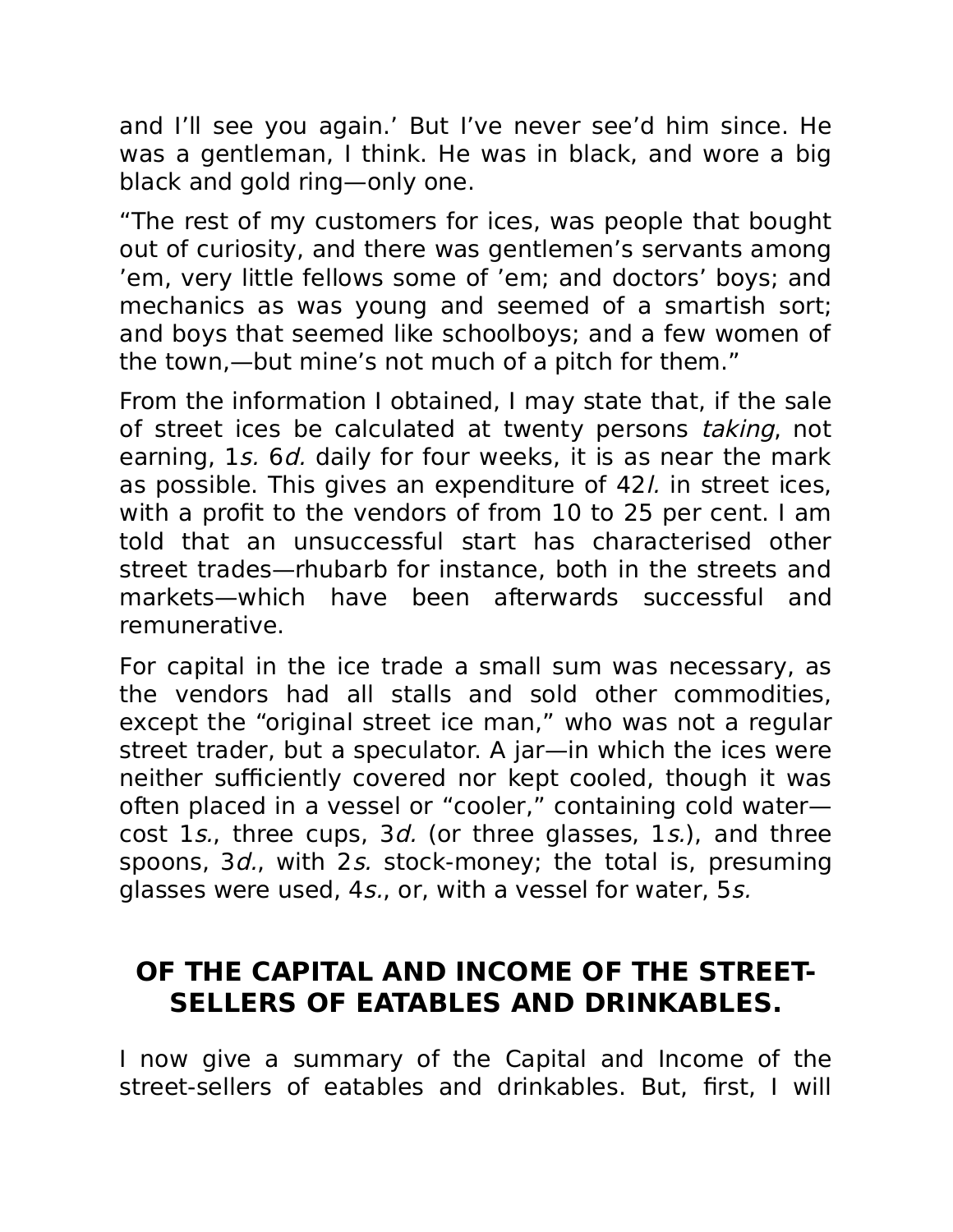and I’ll see you again.’ But I’ve never see’d him since. He was a gentleman, I think. He was in black, and wore a big black and gold ring—only one.

“The rest of my customers for ices, was people that bought out of curiosity, and there was gentlemen’s servants among ’em, very little fellows some of ’em; and doctors’ boys; and mechanics as was young and seemed of a smartish sort; and boys that seemed like schoolboys; and a few women of the town,—but mine’s not much of a pitch for them.”

From the information I obtained, I may state that, if the sale of street ices be calculated at twenty persons *taking*, not earning, 1*s.* 6*d.* daily for four weeks, it is as near the mark as possible. This gives an expenditure of 42*l.* in street ices, with a profit to the vendors of from 10 to 25 per cent. I am told that an unsuccessful start has characterised other street trades—rhubarb for instance, both in the streets and markets—which have been afterwards successful and remunerative.

For capital in the ice trade a small sum was necessary, as the vendors had all stalls and sold other commodities, except the “original street ice man,” who was not a regular street trader, but a speculator. A jar—in which the ices were neither sufficiently covered nor kept cooled, though it was often placed in a vessel or “cooler,” containing cold water—cost 1*s.*, three cups, 3*d.* (or three glasses, 1*s.*), and three spoons, 3*d.*, with 2*s.* stock-money; the total is, presuming glasses were used, 4*s.*, or, with a vessel for water, 5*s.*

## OF THE CAPITAL AND INCOME OF THE STREET-SELLERS OF EATABLES AND DRINKABLES.

I now give a summary of the Capital and Income of the street-sellers of eatables and drinkables. But, first, I will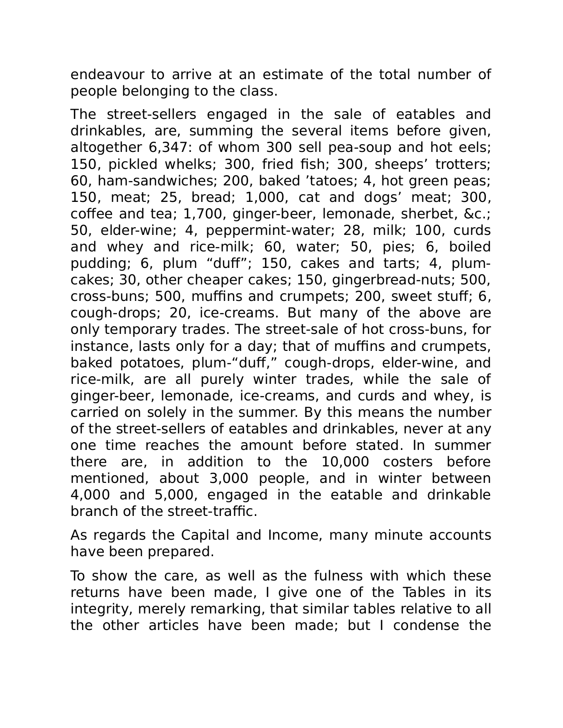endeavour to arrive at an estimate of the total number of people belonging to the class.

The street-sellers engaged in the sale of eatables and drinkables, are, summing the several items before given, altogether 6,347: of whom 300 sell pea-soup and hot eels; 150, pickled whelks; 300, fried fish; 300, sheeps' trotters; 60, ham-sandwiches; 200, baked 'tatoes; 4, hot green peas; 150, meat; 25, bread; 1,000, cat and dogs' meat; 300, coffee and tea; 1,700, ginger-beer, lemonade, sherbet, &c.; 50, elder-wine; 4, peppermint-water; 28, milk; 100, curds and whey and rice-milk; 60, water; 50, pies; 6, boiled pudding; 6, plum "duff"; 150, cakes and tarts; 4, plum-cakes; 30, other cheaper cakes; 150, gingerbread-nuts; 500, cross-buns; 500, muffins and crumpets; 200, sweet stuff; 6, cough-drops; 20, ice-creams. But many of the above are only temporary trades. The street-sale of hot cross-buns, for instance, lasts only for a day; that of muffins and crumpets, baked potatoes, plum-"duff," cough-drops, elder-wine, and rice-milk, are all purely winter trades, while the sale of ginger-beer, lemonade, ice-creams, and curds and whey, is carried on solely in the summer. By this means the number of the street-sellers of eatables and drinkables, never at any one time reaches the amount before stated. In summer there are, in addition to the 10,000 costers before mentioned, about 3,000 people, and in winter between 4,000 and 5,000, engaged in the eatable and drinkable branch of the street-traffic.

As regards the Capital and Income, many minute accounts have been prepared.

To show the care, as well as the fulness with which these returns have been made, I give one of the Tables in its integrity, merely remarking, that similar tables relative to all the other articles have been made; but I condense the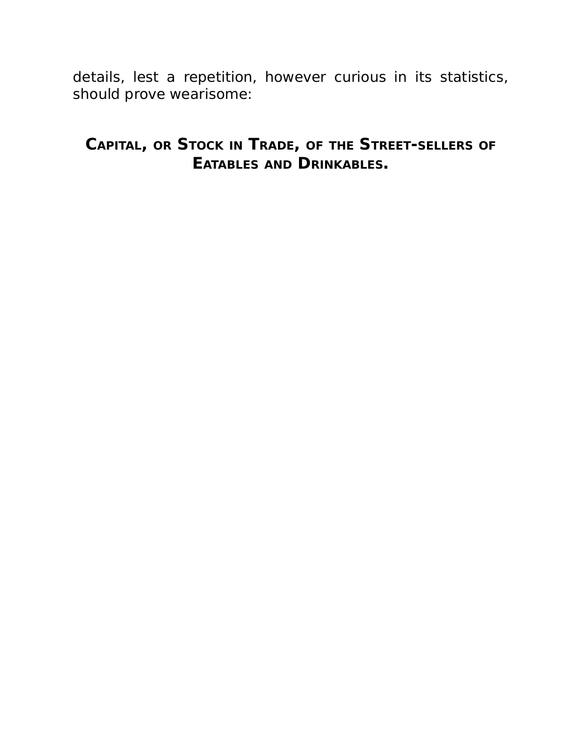details, lest a repetition, however curious in its statistics, should prove wearisome:

### CAPITAL, OR STOCK IN TRADE, OF THE STREET-SELLERS OF EATABLES AND DRINKABLES.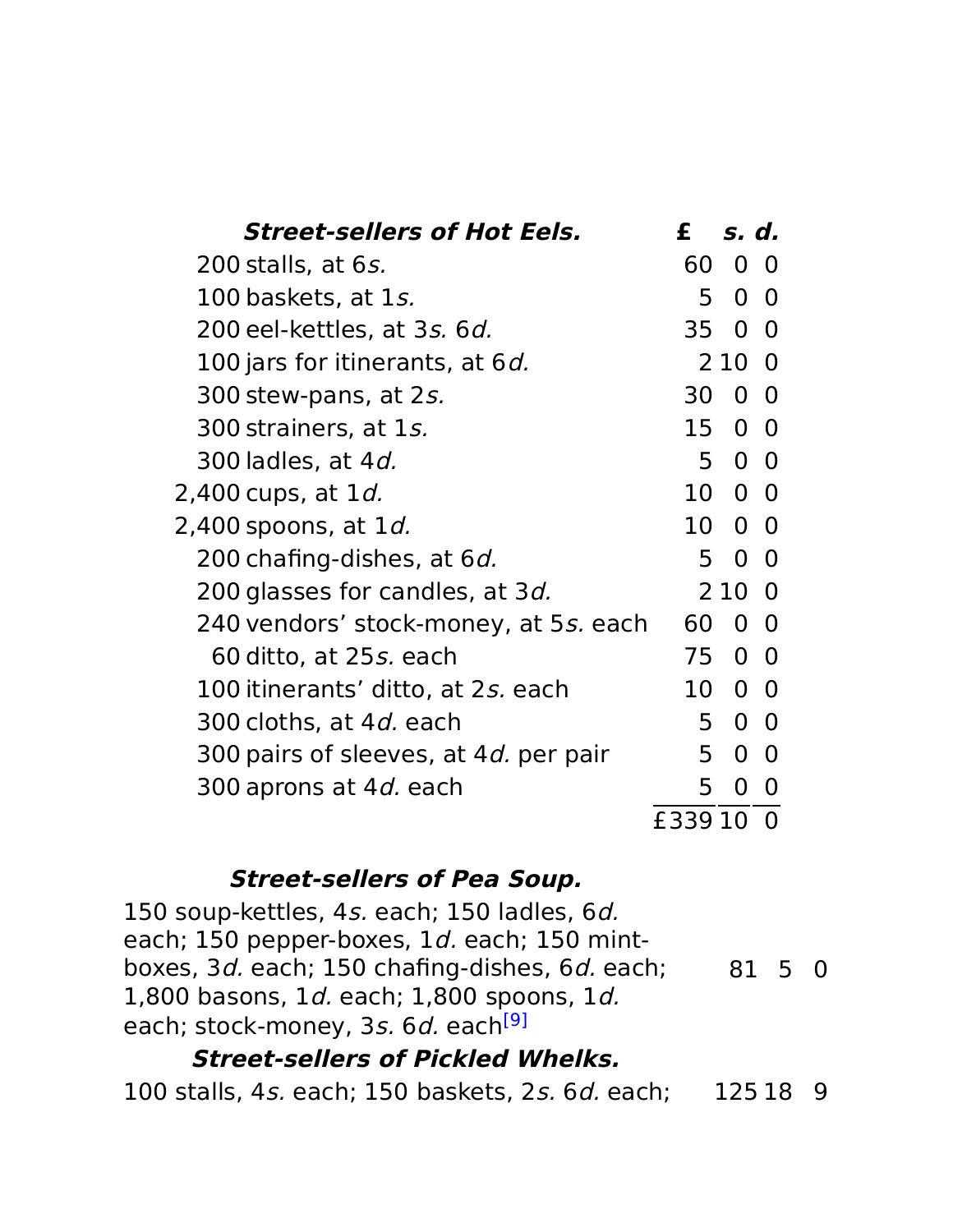| *Street-sellers of Hot Eels.* | £ | *s.* | *d.* |
|---|---|---|---|
| 200 stalls, at 6*s.* | 60 | 0 | 0 |
| 100 baskets, at 1*s.* | 5 | 0 | 0 |
| 200 eel-kettles, at 3*s.* 6*d.* | 35 | 0 | 0 |
| 100 jars for itinerants, at 6*d.* | 2 | 10 | 0 |
| 300 stew-pans, at 2*s.* | 30 | 0 | 0 |
| 300 strainers, at 1*s.* | 15 | 0 | 0 |
| 300 ladles, at 4*d.* | 5 | 0 | 0 |
| 2,400 cups, at 1*d.* | 10 | 0 | 0 |
| 2,400 spoons, at 1*d.* | 10 | 0 | 0 |
| 200 chafing-dishes, at 6*d.* | 5 | 0 | 0 |
| 200 glasses for candles, at 3*d.* | 2 | 10 | 0 |
| 240 vendors' stock-money, at 5*s.* each | 60 | 0 | 0 |
| 60 ditto, at 25*s.* each | 75 | 0 | 0 |
| 100 itinerants' ditto, at 2*s.* each | 10 | 0 | 0 |
| 300 cloths, at 4*d.* each | 5 | 0 | 0 |
| 300 pairs of sleeves, at 4*d.* per pair | 5 | 0 | 0 |
| 300 aprons at 4*d.* each | 5 | 0 | 0 |
| | £339 | 10 | 0 |

| *Street-sellers of Pea Soup.* | | | |
|---|---|---|---|
| 150 soup-kettles, 4*s.* each; 150 ladles, 6*d.* each; 150 pepper-boxes, 1*d.* each; 150 mint-boxes, 3*d.* each; 150 chafing-dishes, 6*d.* each; 1,800 basons, 1*d.* each; 1,800 spoons, 1*d.* each; stock-money, 3*s.* 6*d.* each[9] | 81 | 5 | 0 |
| ***Street-sellers of Pickled Whelks.*** | | | |
| 100 stalls, 4*s.* each; 150 baskets, 2*s.* 6*d.* each; | 125 | 18 | 9 |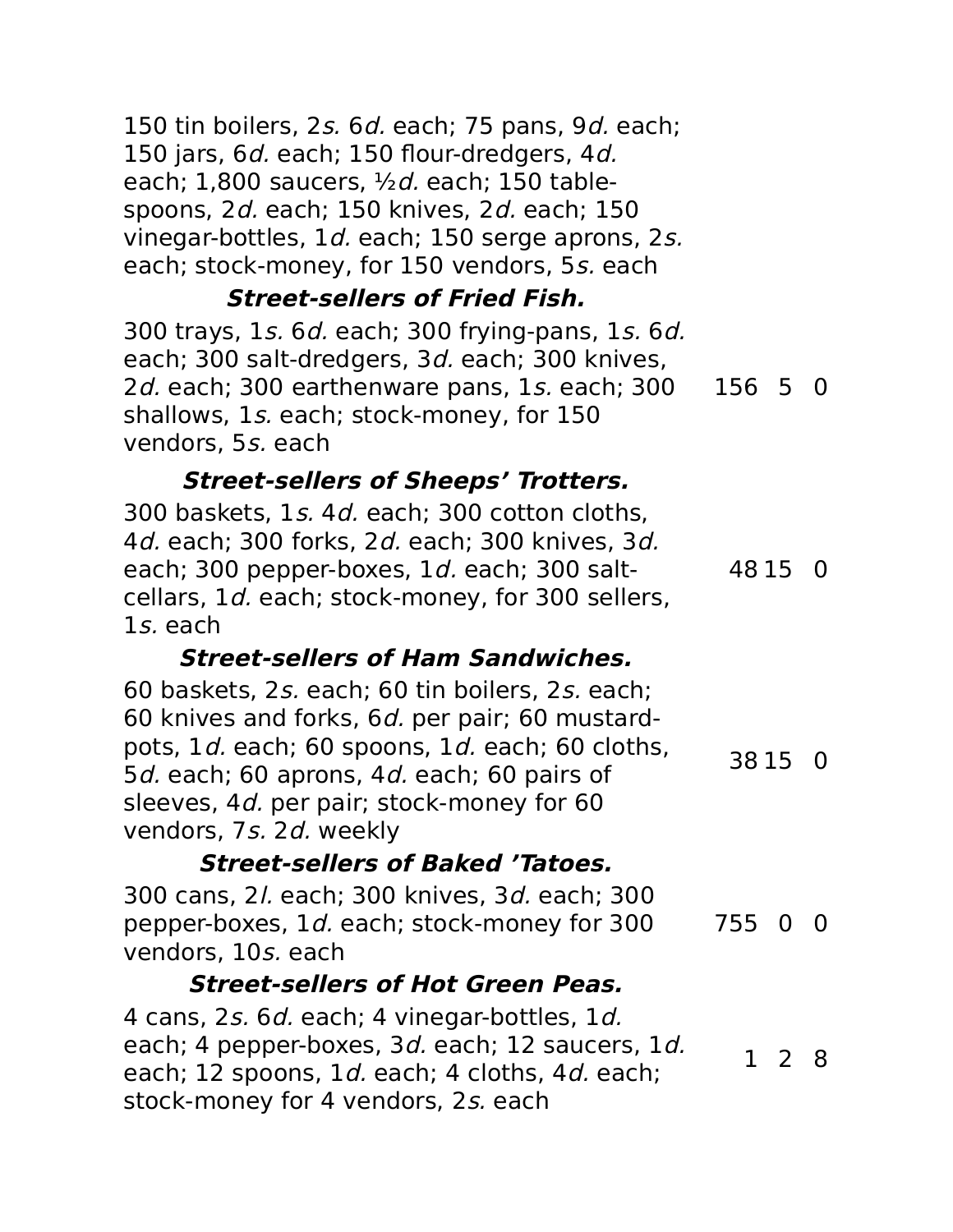| | | | |
|---|---|---|---|
| 150 tin boilers, 2*s.* 6*d.* each; 75 pans, 9*d.* each; 150 jars, 6*d.* each; 150 flour-dredgers, 4*d.* each; 1,800 saucers, ½*d.* each; 150 table-spoons, 2*d.* each; 150 knives, 2*d.* each; 150 vinegar-bottles, 1*d.* each; 150 serge aprons, 2*s.* each; stock-money, for 150 vendors, 5*s.* each | | | |
| ***Street-sellers of Fried Fish.*** | | | |
| 300 trays, 1*s.* 6*d.* each; 300 frying-pans, 1*s.* 6*d.* each; 300 salt-dredgers, 3*d.* each; 300 knives, 2*d.* each; 300 earthenware pans, 1*s.* each; 300 shallows, 1*s.* each; stock-money, for 150 vendors, 5*s.* each | 156 | 5 | 0 |
| ***Street-sellers of Sheeps' Trotters.*** | | | |
| 300 baskets, 1*s.* 4*d.* each; 300 cotton cloths, 4*d.* each; 300 forks, 2*d.* each; 300 knives, 3*d.* each; 300 pepper-boxes, 1*d.* each; 300 salt-cellars, 1*d.* each; stock-money, for 300 sellers, 1*s.* each | 48 | 15 | 0 |
| ***Street-sellers of Ham Sandwiches.*** | | | |
| 60 baskets, 2*s.* each; 60 tin boilers, 2*s.* each; 60 knives and forks, 6*d.* per pair; 60 mustard-pots, 1*d.* each; 60 spoons, 1*d.* each; 60 cloths, 5*d.* each; 60 aprons, 4*d.* each; 60 pairs of sleeves, 4*d.* per pair; stock-money for 60 vendors, 7*s.* 2*d.* weekly | 38 | 15 | 0 |
| ***Street-sellers of Baked 'Tatoes.*** | | | |
| 300 cans, 2*l.* each; 300 knives, 3*d.* each; 300 pepper-boxes, 1*d.* each; stock-money for 300 vendors, 10*s.* each | 755 | 0 | 0 |
| ***Street-sellers of Hot Green Peas.*** | | | |
| 4 cans, 2*s.* 6*d.* each; 4 vinegar-bottles, 1*d.* each; 4 pepper-boxes, 3*d.* each; 12 saucers, 1*d.* each; 12 spoons, 1*d.* each; 4 cloths, 4*d.* each; stock-money for 4 vendors, 2*s.* each | 1 | 2 | 8 |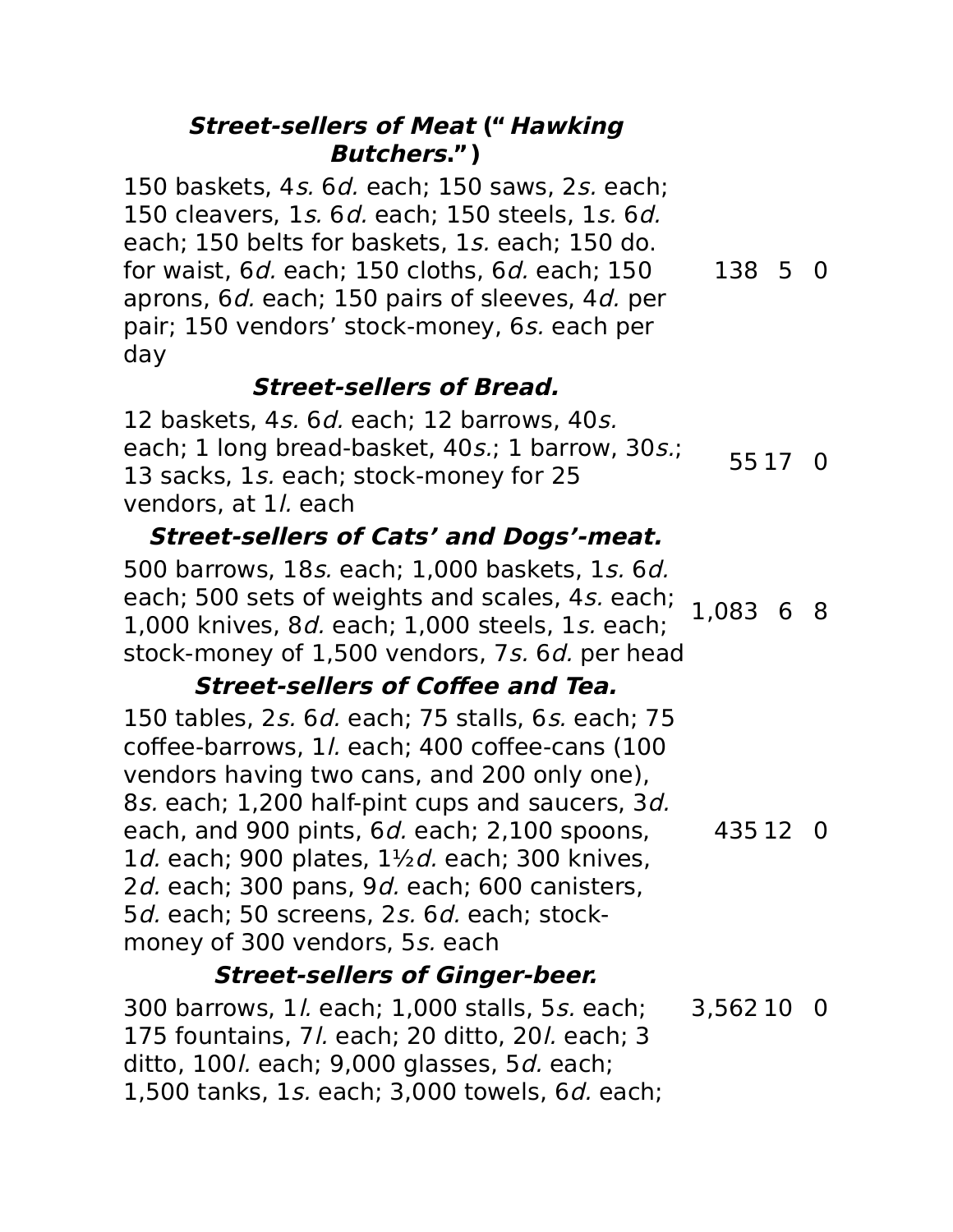| | £ | s. | d. |
|---|---|---|---|
| ***Street-sellers of Meat ("Hawking Butchers.")*** | | | |
| 150 baskets, 4*s.* 6*d.* each; 150 saws, 2*s.* each; 150 cleavers, 1*s.* 6*d.* each; 150 steels, 1*s.* 6*d.* each; 150 belts for baskets, 1*s.* each; 150 do. for waist, 6*d.* each; 150 cloths, 6*d.* each; 150 aprons, 6*d.* each; 150 pairs of sleeves, 4*d.* per pair; 150 vendors' stock-money, 6*s.* each per day | 138 | 5 | 0 |
| ***Street-sellers of Bread.*** | | | |
| 12 baskets, 4*s.* 6*d.* each; 12 barrows, 40*s.* each; 1 long bread-basket, 40*s.*; 1 barrow, 30*s.*; 13 sacks, 1*s.* each; stock-money for 25 vendors, at 1*l.* each | 55 | 17 | 0 |
| ***Street-sellers of Cats' and Dogs'-meat.*** | | | |
| 500 barrows, 18*s.* each; 1,000 baskets, 1*s.* 6*d.* each; 500 sets of weights and scales, 4*s.* each; 1,000 knives, 8*d.* each; 1,000 steels, 1*s.* each; stock-money of 1,500 vendors, 7*s.* 6*d.* per head | 1,083 | 6 | 8 |
| ***Street-sellers of Coffee and Tea.*** | | | |
| 150 tables, 2*s.* 6*d.* each; 75 stalls, 6*s.* each; 75 coffee-barrows, 1*l.* each; 400 coffee-cans (100 vendors having two cans, and 200 only one), 8*s.* each; 1,200 half-pint cups and saucers, 3*d.* each, and 900 pints, 6*d.* each; 2,100 spoons, 1*d.* each; 900 plates, 1½*d.* each; 300 knives, 2*d.* each; 300 pans, 9*d.* each; 600 canisters, 5*d.* each; 50 screens, 2*s.* 6*d.* each; stock-money of 300 vendors, 5*s.* each | 435 | 12 | 0 |
| ***Street-sellers of Ginger-beer.*** | | | |
| 300 barrows, 1*l.* each; 1,000 stalls, 5*s.* each; 175 fountains, 7*l.* each; 20 ditto, 20*l.* each; 3 ditto, 100*l.* each; 9,000 glasses, 5*d.* each; 1,500 tanks, 1*s.* each; 3,000 towels, 6*d.* each; | 3,562 | 10 | 0 |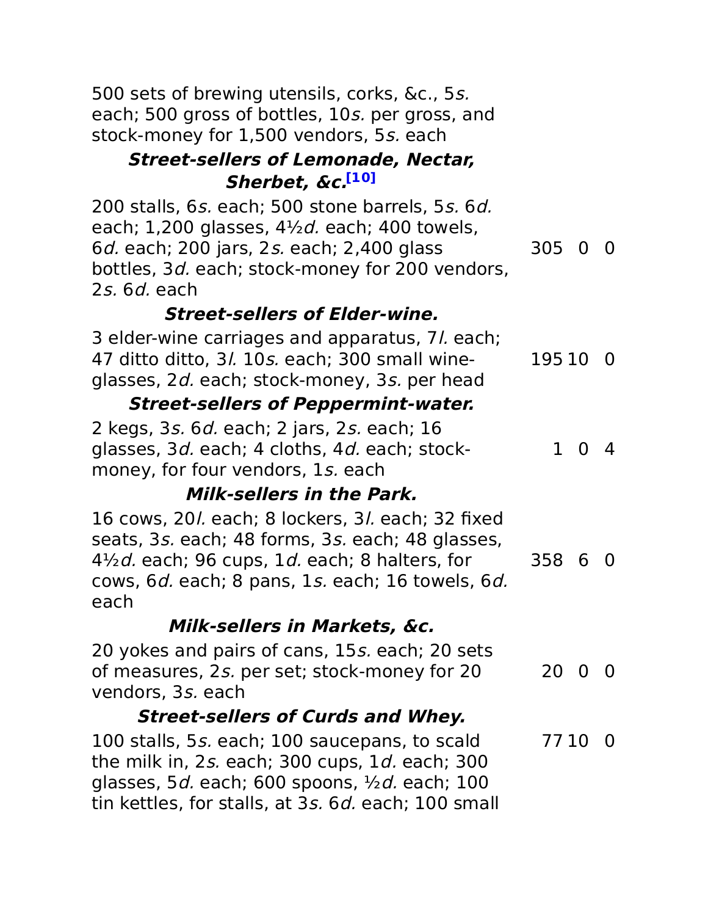500 sets of brewing utensils, corks, &c., 5*s.* each; 500 gross of bottles, 10*s.* per gross, and stock-money for 1,500 vendors, 5*s.* each

#### *Street-sellers of Lemonade, Nectar, Sherbet, &c.*[10]

| | |
|---|---|
| 200 stalls, 6*s.* each; 500 stone barrels, 5*s.* 6*d.* each; 1,200 glasses, 4½*d.* each; 400 towels, 6*d.* each; 200 jars, 2*s.* each; 2,400 glass bottles, 3*d.* each; stock-money for 200 vendors, 2*s.* 6*d.* each | 305 0 0 |

#### *Street-sellers of Elder-wine.*

| | |
|---|---|
| 3 elder-wine carriages and apparatus, 7*l.* each; 47 ditto ditto, 3*l.* 10*s.* each; 300 small wine-glasses, 2*d.* each; stock-money, 3*s.* per head | 195 10 0 |

#### *Street-sellers of Peppermint-water.*

| | |
|---|---|
| 2 kegs, 3*s.* 6*d.* each; 2 jars, 2*s.* each; 16 glasses, 3*d.* each; 4 cloths, 4*d.* each; stock-money, for four vendors, 1*s.* each | 1 0 4 |

#### *Milk-sellers in the Park.*

| | |
|---|---|
| 16 cows, 20*l.* each; 8 lockers, 3*l.* each; 32 fixed seats, 3*s.* each; 48 forms, 3*s.* each; 48 glasses, 4½*d.* each; 96 cups, 1*d.* each; 8 halters, for cows, 6*d.* each; 8 pans, 1*s.* each; 16 towels, 6*d.* each | 358 6 0 |

#### *Milk-sellers in Markets, &c.*

| | |
|---|---|
| 20 yokes and pairs of cans, 15*s.* each; 20 sets of measures, 2*s.* per set; stock-money for 20 vendors, 3*s.* each | 20 0 0 |

#### *Street-sellers of Curds and Whey.*

| | |
|---|---|
| 100 stalls, 5*s.* each; 100 saucepans, to scald the milk in, 2*s.* each; 300 cups, 1*d.* each; 300 glasses, 5*d.* each; 600 spoons, ½*d.* each; 100 tin kettles, for stalls, at 3*s.* 6*d.* each; 100 small | 77 10 0 |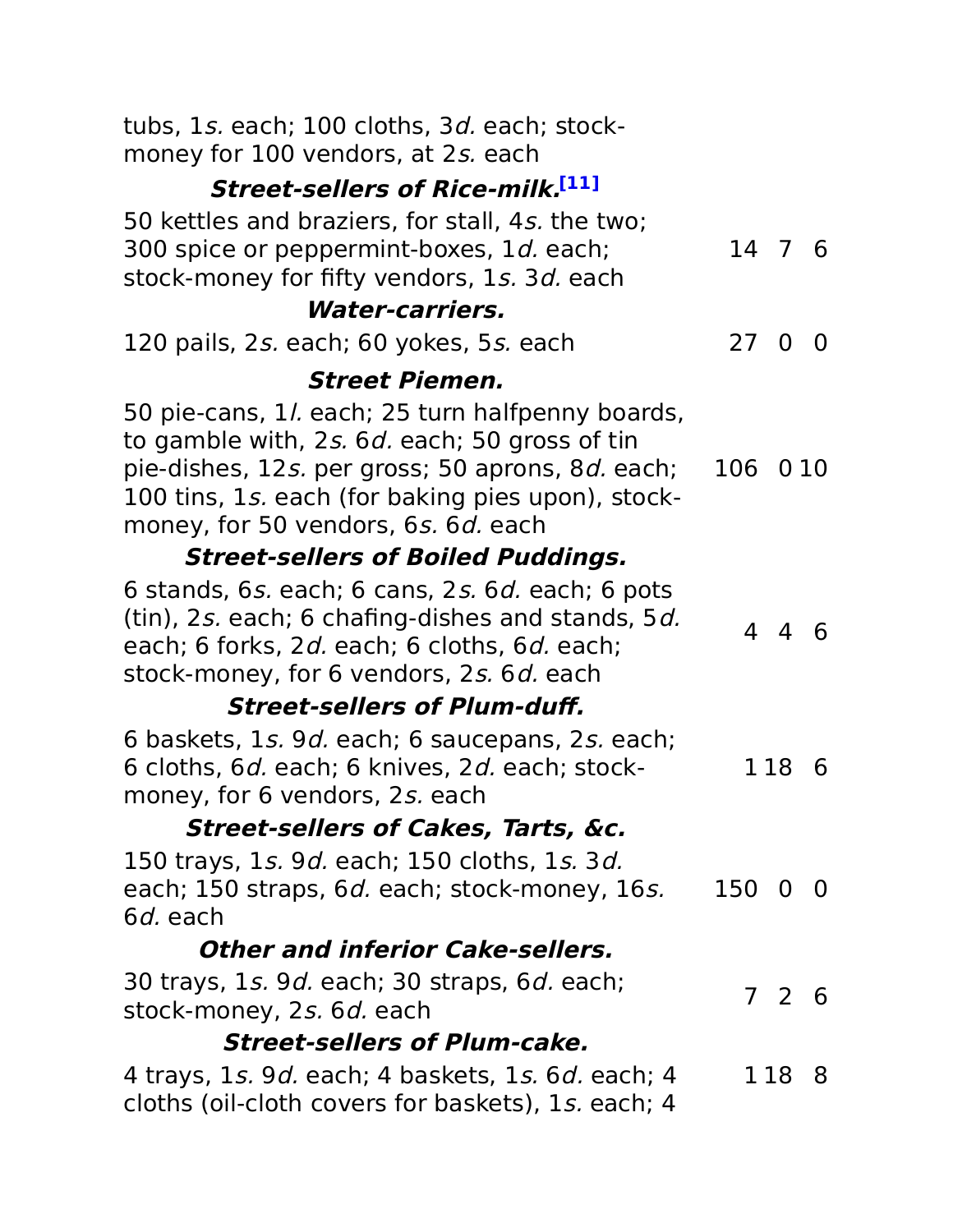| | | | |
|---|---|---|---|
| tubs, 1*s.* each; 100 cloths, 3*d.* each; stock-money for 100 vendors, at 2*s.* each | | | |
| ***Street-sellers of Rice-milk.***[11] | | | |
| 50 kettles and braziers, for stall, 4*s.* the two; 300 spice or peppermint-boxes, 1*d.* each; stock-money for fifty vendors, 1*s.* 3*d.* each | 14 | 7 | 6 |
| ***Water-carriers.*** | | | |
| 120 pails, 2*s.* each; 60 yokes, 5*s.* each | 27 | 0 | 0 |
| ***Street Piemen.*** | | | |
| 50 pie-cans, 1*l.* each; 25 turn halfpenny boards, to gamble with, 2*s.* 6*d.* each; 50 gross of tin pie-dishes, 12*s.* per gross; 50 aprons, 8*d.* each; 100 tins, 1*s.* each (for baking pies upon), stock-money, for 50 vendors, 6*s.* 6*d.* each | 106 | 0 | 10 |
| ***Street-sellers of Boiled Puddings.*** | | | |
| 6 stands, 6*s.* each; 6 cans, 2*s.* 6*d.* each; 6 pots (tin), 2*s.* each; 6 chafing-dishes and stands, 5*d.* each; 6 forks, 2*d.* each; 6 cloths, 6*d.* each; stock-money, for 6 vendors, 2*s.* 6*d.* each | 4 | 4 | 6 |
| ***Street-sellers of Plum-duff.*** | | | |
| 6 baskets, 1*s.* 9*d.* each; 6 saucepans, 2*s.* each; 6 cloths, 6*d.* each; 6 knives, 2*d.* each; stock-money, for 6 vendors, 2*s.* each | 1 | 18 | 6 |
| ***Street-sellers of Cakes, Tarts, &c.*** | | | |
| 150 trays, 1*s.* 9*d.* each; 150 cloths, 1*s.* 3*d.* each; 150 straps, 6*d.* each; stock-money, 16*s.* 6*d.* each | 150 | 0 | 0 |
| ***Other and inferior Cake-sellers.*** | | | |
| 30 trays, 1*s.* 9*d.* each; 30 straps, 6*d.* each; stock-money, 2*s.* 6*d.* each | 7 | 2 | 6 |
| ***Street-sellers of Plum-cake.*** | | | |
| 4 trays, 1*s.* 9*d.* each; 4 baskets, 1*s.* 6*d.* each; 4 cloths (oil-cloth covers for baskets), 1*s.* each; 4 | 1 | 18 | 8 |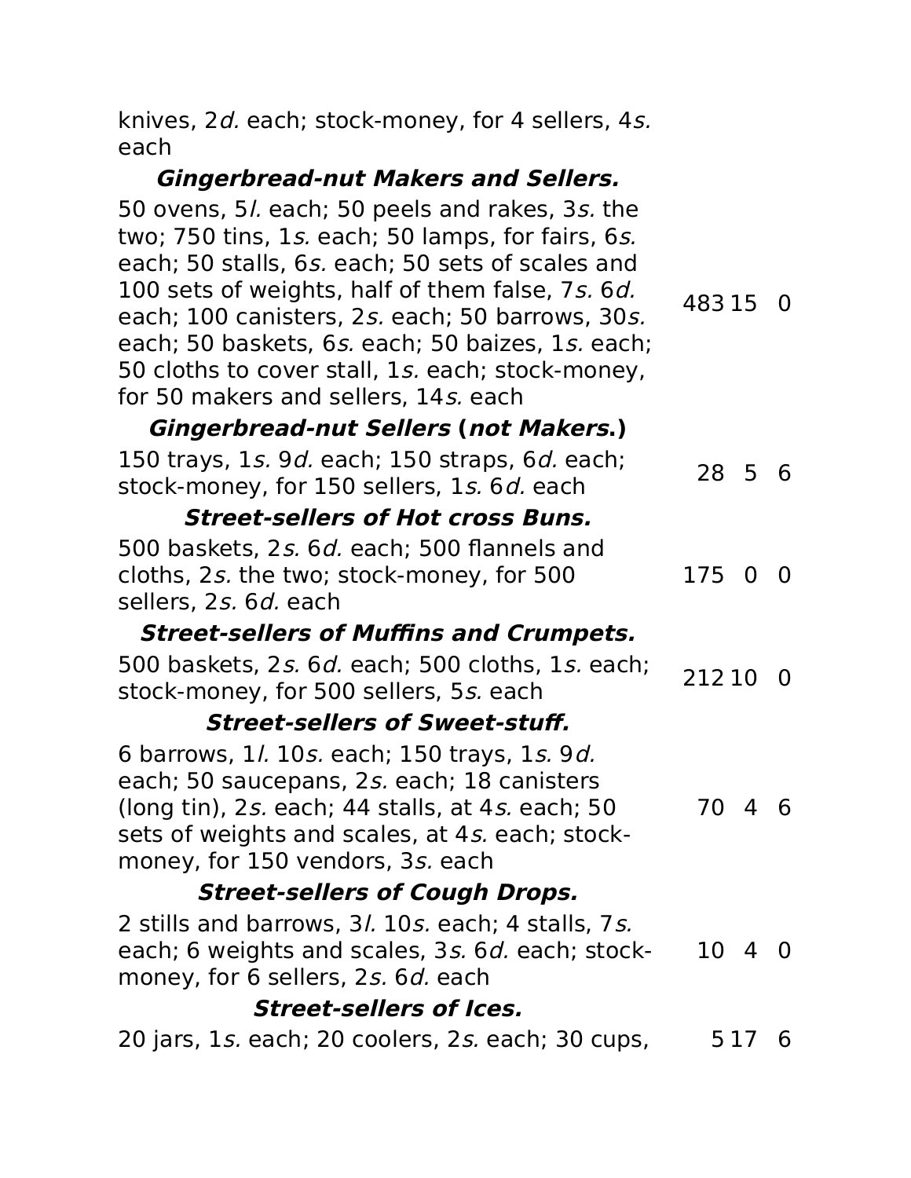knives, 2*d.* each; stock-money, for 4 sellers, 4*s.* each

***Gingerbread-nut Makers and Sellers.***

| | | | |
|---|---|---|---|
| 50 ovens, 5*l.* each; 50 peels and rakes, 3*s.* the two; 750 tins, 1*s.* each; 50 lamps, for fairs, 6*s.* each; 50 stalls, 6*s.* each; 50 sets of scales and 100 sets of weights, half of them false, 7*s.* 6*d.* each; 100 canisters, 2*s.* each; 50 barrows, 30*s.* each; 50 baskets, 6*s.* each; 50 baizes, 1*s.* each; 50 cloths to cover stall, 1*s.* each; stock-money, for 50 makers and sellers, 14*s.* each | 483 | 15 | 0 |

***Gingerbread-nut Sellers (not Makers.)***

| | | | |
|---|---|---|---|
| 150 trays, 1*s.* 9*d.* each; 150 straps, 6*d.* each; stock-money, for 150 sellers, 1*s.* 6*d.* each | 28 | 5 | 6 |

***Street-sellers of Hot cross Buns.***

| | | | |
|---|---|---|---|
| 500 baskets, 2*s.* 6*d.* each; 500 flannels and cloths, 2*s.* the two; stock-money, for 500 sellers, 2*s.* 6*d.* each | 175 | 0 | 0 |

***Street-sellers of Muffins and Crumpets.***

| | | | |
|---|---|---|---|
| 500 baskets, 2*s.* 6*d.* each; 500 cloths, 1*s.* each; stock-money, for 500 sellers, 5*s.* each | 212 | 10 | 0 |

***Street-sellers of Sweet-stuff.***

| | | | |
|---|---|---|---|
| 6 barrows, 1*l.* 10*s.* each; 150 trays, 1*s.* 9*d.* each; 50 saucepans, 2*s.* each; 18 canisters (long tin), 2*s.* each; 44 stalls, at 4*s.* each; 50 sets of weights and scales, at 4*s.* each; stock-money, for 150 vendors, 3*s.* each | 70 | 4 | 6 |

***Street-sellers of Cough Drops.***

| | | | |
|---|---|---|---|
| 2 stills and barrows, 3*l.* 10*s.* each; 4 stalls, 7*s.* each; 6 weights and scales, 3*s.* 6*d.* each; stock-money, for 6 sellers, 2*s.* 6*d.* each | 10 | 4 | 0 |

***Street-sellers of Ices.***

| | | | |
|---|---|---|---|
| 20 jars, 1*s.* each; 20 coolers, 2*s.* each; 30 cups, | 5 | 17 | 6 |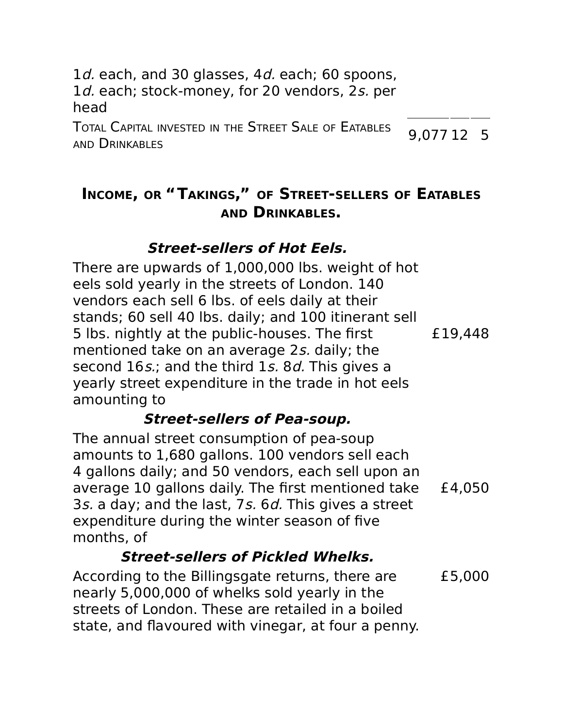| | £ | s. | d. |
|---|---|---|---|
| 1*d.* each, and 30 glasses, 4*d.* each; 60 spoons, 1*d.* each; stock-money, for 20 vendors, 2*s.* per head | | | |
| Total Capital invested in the Street Sale of Eatables and Drinkables | 9,077 | 12 | 5 |

## Income, or "Takings," of Street-sellers of Eatables and Drinkables.

### *Street-sellers of Hot Eels.*

| | |
|---|---|
| There are upwards of 1,000,000 lbs. weight of hot eels sold yearly in the streets of London. 140 vendors each sell 6 lbs. of eels daily at their stands; 60 sell 40 lbs. daily; and 100 itinerant sell 5 lbs. nightly at the public-houses. The first mentioned take on an average 2*s.* daily; the second 16*s.*; and the third 1*s.* 8*d.* This gives a yearly street expenditure in the trade in hot eels amounting to | £19,448 |

### *Street-sellers of Pea-soup.*

| | |
|---|---|
| The annual street consumption of pea-soup amounts to 1,680 gallons. 100 vendors sell each 4 gallons daily; and 50 vendors, each sell upon an average 10 gallons daily. The first mentioned take 3*s.* a day; and the last, 7*s.* 6*d.* This gives a street expenditure during the winter season of five months, of | £4,050 |

### *Street-sellers of Pickled Whelks.*

| | |
|---|---|
| According to the Billingsgate returns, there are nearly 5,000,000 of whelks sold yearly in the streets of London. These are retailed in a boiled state, and flavoured with vinegar, at four a penny. | £5,000 |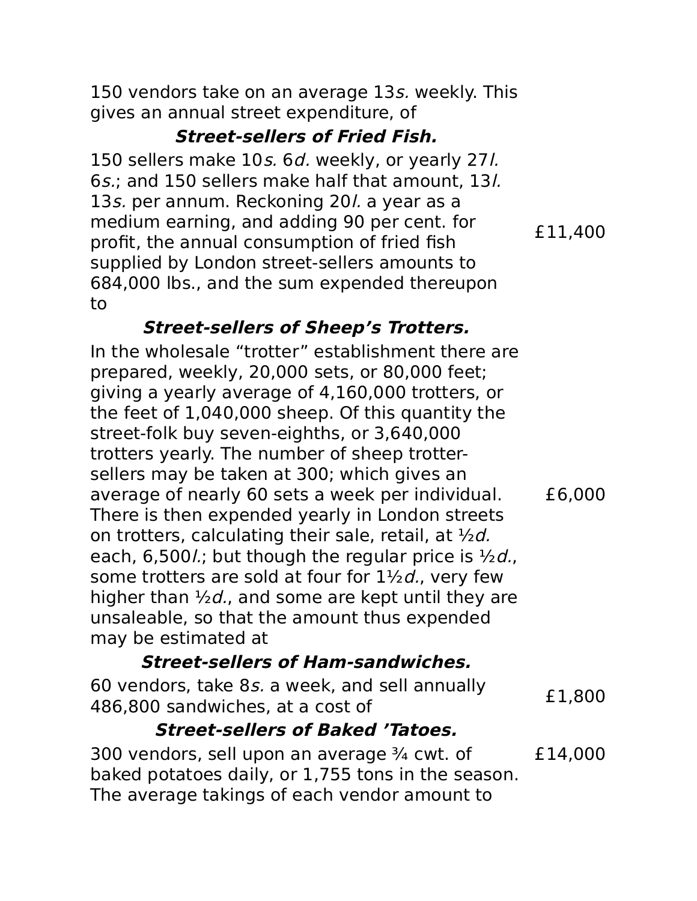150 vendors take on an average 13*s.* weekly. This gives an annual street expenditure, of

| | |
|---|---|
| ***Street-sellers of Fried Fish.*** | |
| 150 sellers make 10*s.* 6*d.* weekly, or yearly 27*l.* 6*s.*; and 150 sellers make half that amount, 13*l.* 13*s.* per annum. Reckoning 20*l.* a year as a medium earning, and adding 90 per cent. for profit, the annual consumption of fried fish supplied by London street-sellers amounts to 684,000 lbs., and the sum expended thereupon to | £11,400 |
| ***Street-sellers of Sheep's Trotters.*** | |
| In the wholesale "trotter" establishment there are prepared, weekly, 20,000 sets, or 80,000 feet; giving a yearly average of 4,160,000 trotters, or the feet of 1,040,000 sheep. Of this quantity the street-folk buy seven-eighths, or 3,640,000 trotters yearly. The number of sheep trotter-sellers may be taken at 300; which gives an average of nearly 60 sets a week per individual. There is then expended yearly in London streets on trotters, calculating their sale, retail, at ½*d.* each, 6,500*l.*; but though the regular price is ½*d.*, some trotters are sold at four for 1½*d.*, very few higher than ½*d.*, and some are kept until they are unsaleable, so that the amount thus expended may be estimated at | £6,000 |
| ***Street-sellers of Ham-sandwiches.*** | |
| 60 vendors, take 8*s.* a week, and sell annually 486,800 sandwiches, at a cost of | £1,800 |
| ***Street-sellers of Baked 'Tatoes.*** | |
| 300 vendors, sell upon an average ¾ cwt. of baked potatoes daily, or 1,755 tons in the season. The average takings of each vendor amount to | £14,000 |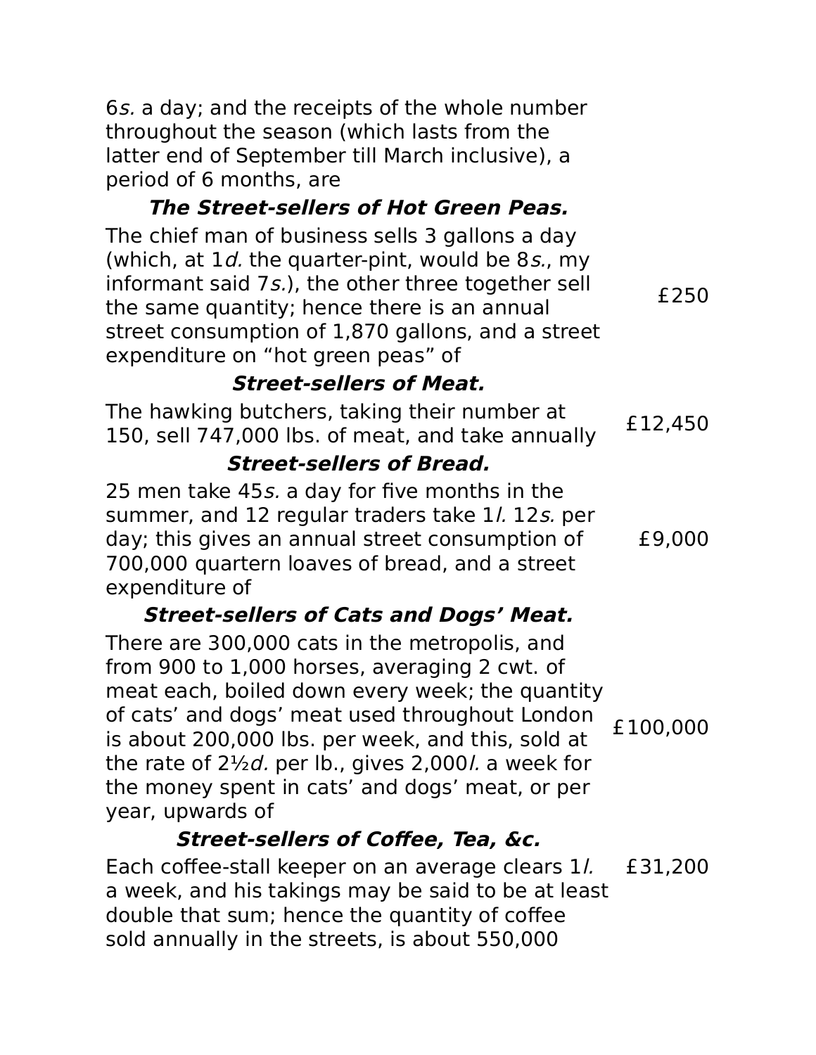6*s.* a day; and the receipts of the whole number throughout the season (which lasts from the latter end of September till March inclusive), a period of 6 months, are

### *The Street-sellers of Hot Green Peas.*

The chief man of business sells 3 gallons a day (which, at 1*d.* the quarter-pint, would be 8*s.*, my informant said 7*s.*), the other three together sell the same quantity; hence there is an annual street consumption of 1,870 gallons, and a street expenditure on "hot green peas" of — £250

### *Street-sellers of Meat.*

The hawking butchers, taking their number at 150, sell 747,000 lbs. of meat, and take annually — £12,450

### *Street-sellers of Bread.*

25 men take 45*s.* a day for five months in the summer, and 12 regular traders take 1*l.* 12*s.* per day; this gives an annual street consumption of 700,000 quartern loaves of bread, and a street expenditure of — £9,000

### *Street-sellers of Cats and Dogs' Meat.*

There are 300,000 cats in the metropolis, and from 900 to 1,000 horses, averaging 2 cwt. of meat each, boiled down every week; the quantity of cats' and dogs' meat used throughout London is about 200,000 lbs. per week, and this, sold at the rate of 2½*d.* per lb., gives 2,000*l.* a week for the money spent in cats' and dogs' meat, or per year, upwards of — £100,000

### *Street-sellers of Coffee, Tea, &c.*

Each coffee-stall keeper on an average clears 1*l.* a week, and his takings may be said to be at least double that sum; hence the quantity of coffee sold annually in the streets, is about 550,000 — £31,200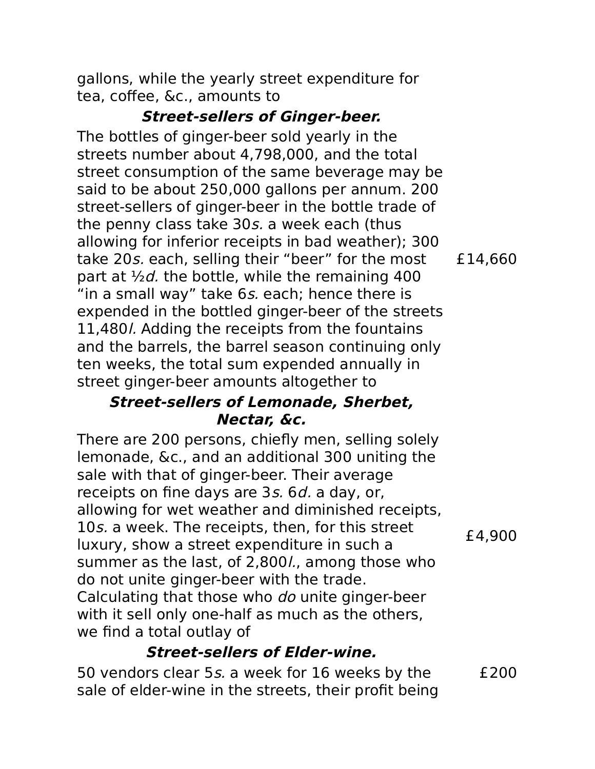gallons, while the yearly street expenditure for tea, coffee, &c., amounts to

### ***Street-sellers of Ginger-beer.***

The bottles of ginger-beer sold yearly in the streets number about 4,798,000, and the total street consumption of the same beverage may be said to be about 250,000 gallons per annum. 200 street-sellers of ginger-beer in the bottle trade of the penny class take 30*s.* a week each (thus allowing for inferior receipts in bad weather); 300 take 20*s.* each, selling their "beer" for the most part at ½*d.* the bottle, while the remaining 400 "in a small way" take 6*s.* each; hence there is expended in the bottled ginger-beer of the streets 11,480*l.* Adding the receipts from the fountains and the barrels, the barrel season continuing only ten weeks, the total sum expended annually in street ginger-beer amounts altogether to £14,660

### ***Street-sellers of Lemonade, Sherbet, Nectar, &c.***

There are 200 persons, chiefly men, selling solely lemonade, &c., and an additional 300 uniting the sale with that of ginger-beer. Their average receipts on fine days are 3*s.* 6*d.* a day, or, allowing for wet weather and diminished receipts, 10*s.* a week. The receipts, then, for this street luxury, show a street expenditure in such a summer as the last, of 2,800*l.*, among those who do not unite ginger-beer with the trade. Calculating that those who *do* unite ginger-beer with it sell only one-half as much as the others, we find a total outlay of £4,900

### ***Street-sellers of Elder-wine.***

50 vendors clear 5*s.* a week for 16 weeks by the sale of elder-wine in the streets, their profit being £200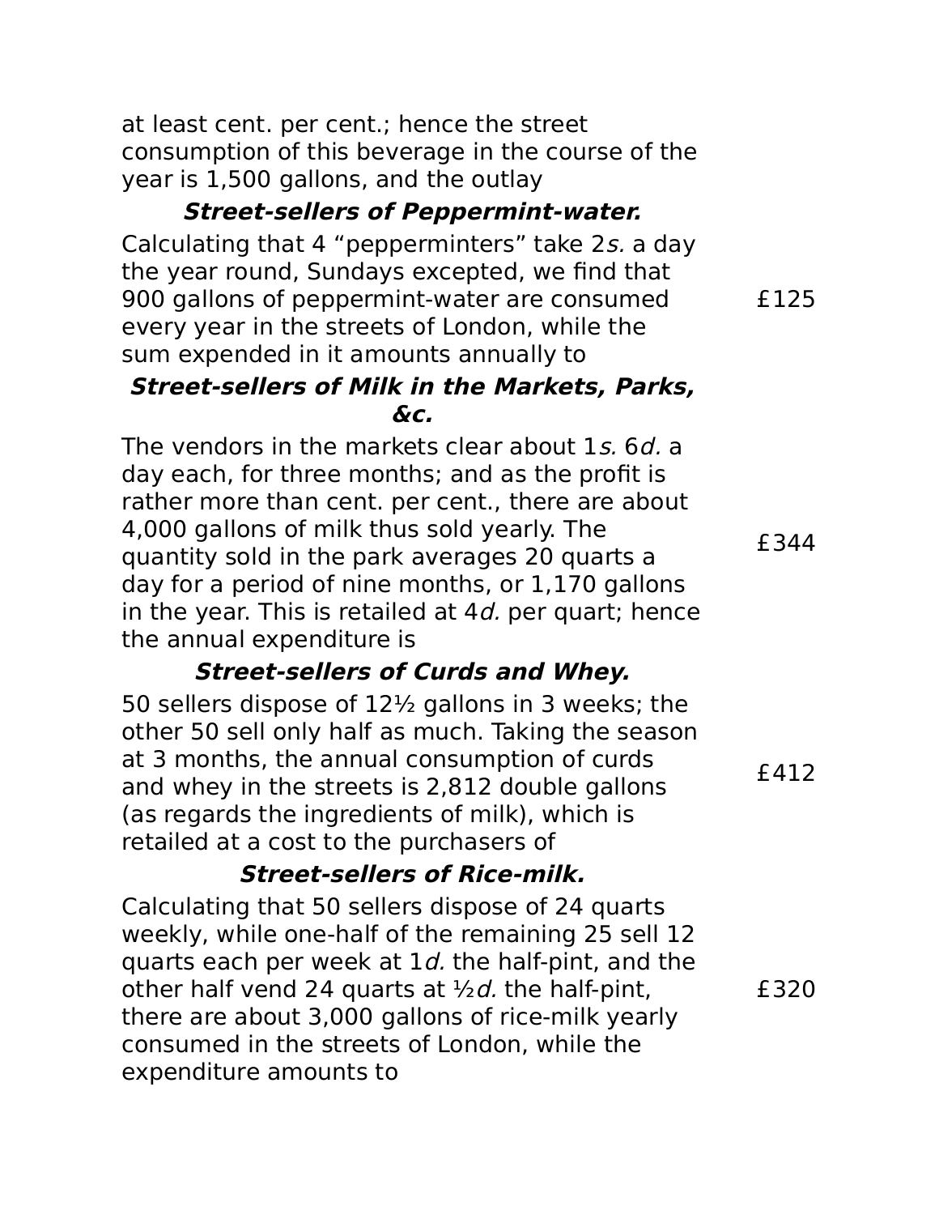at least cent. per cent.; hence the street consumption of this beverage in the course of the year is 1,500 gallons, and the outlay

### *Street-sellers of Peppermint-water.*

Calculating that 4 “pepperminters” take 2*s.* a day the year round, Sundays excepted, we find that 900 gallons of peppermint-water are consumed every year in the streets of London, while the sum expended in it amounts annually to £125

### *Street-sellers of Milk in the Markets, Parks, &c.*

The vendors in the markets clear about 1*s.* 6*d.* a day each, for three months; and as the profit is rather more than cent. per cent., there are about 4,000 gallons of milk thus sold yearly. The quantity sold in the park averages 20 quarts a day for a period of nine months, or 1,170 gallons in the year. This is retailed at 4*d.* per quart; hence the annual expenditure is £344

### *Street-sellers of Curds and Whey.*

50 sellers dispose of 12½ gallons in 3 weeks; the other 50 sell only half as much. Taking the season at 3 months, the annual consumption of curds and whey in the streets is 2,812 double gallons (as regards the ingredients of milk), which is retailed at a cost to the purchasers of £412

### *Street-sellers of Rice-milk.*

Calculating that 50 sellers dispose of 24 quarts weekly, while one-half of the remaining 25 sell 12 quarts each per week at 1*d.* the half-pint, and the other half vend 24 quarts at ½*d.* the half-pint, there are about 3,000 gallons of rice-milk yearly consumed in the streets of London, while the expenditure amounts to £320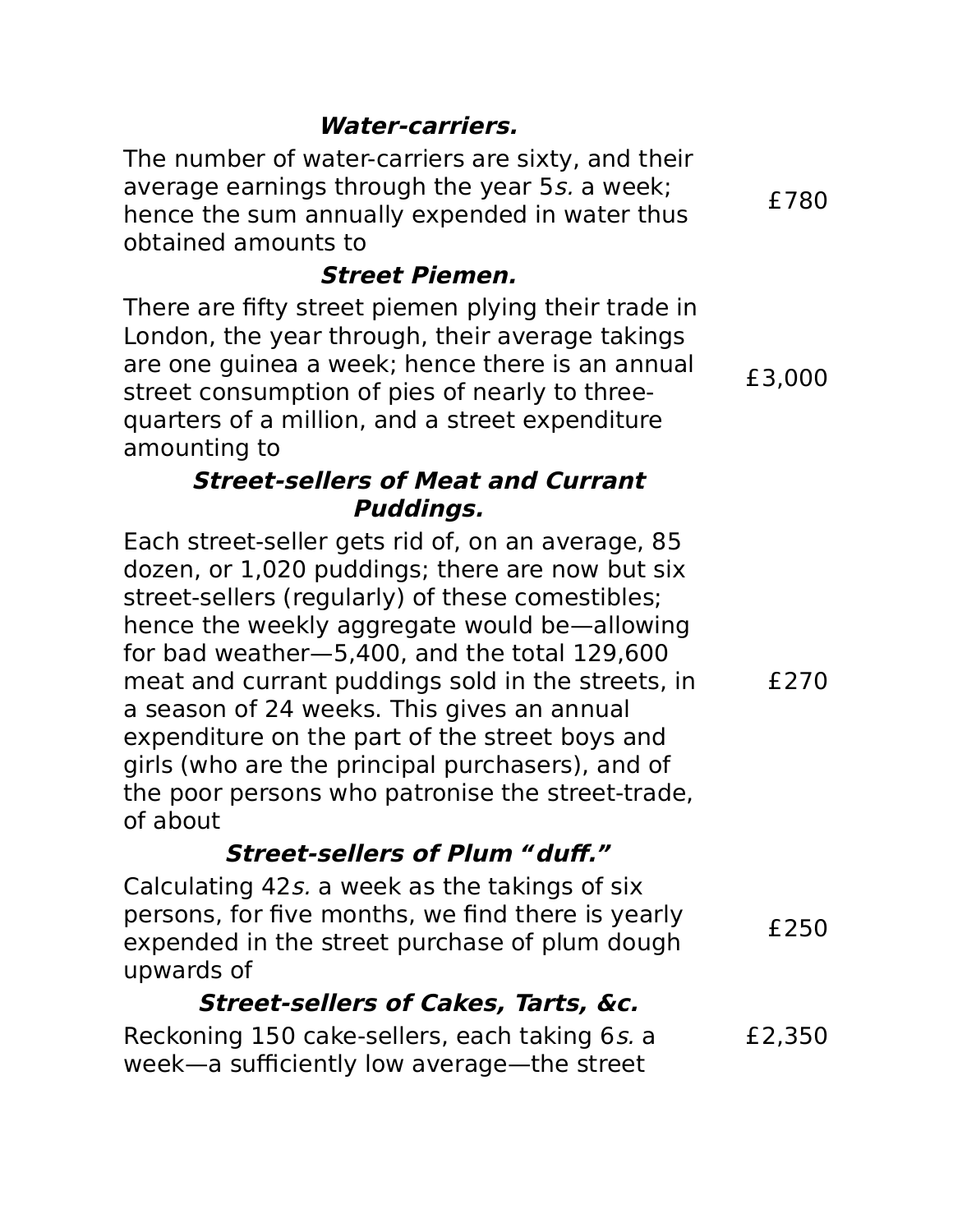### ***Water-carriers.***

| | |
|---|---|
| The number of water-carriers are sixty, and their average earnings through the year 5*s.* a week; hence the sum annually expended in water thus obtained amounts to | £780 |

### ***Street Piemen.***

| | |
|---|---|
| There are fifty street piemen plying their trade in London, the year through, their average takings are one guinea a week; hence there is an annual street consumption of pies of nearly to three-quarters of a million, and a street expenditure amounting to | £3,000 |

### ***Street-sellers of Meat and Currant Puddings.***

| | |
|---|---|
| Each street-seller gets rid of, on an average, 85 dozen, or 1,020 puddings; there are now but six street-sellers (regularly) of these comestibles; hence the weekly aggregate would be—allowing for bad weather—5,400, and the total 129,600 meat and currant puddings sold in the streets, in a season of 24 weeks. This gives an annual expenditure on the part of the street boys and girls (who are the principal purchasers), and of the poor persons who patronise the street-trade, of about | £270 |

### ***Street-sellers of Plum "duff."***

| | |
|---|---|
| Calculating 42*s.* a week as the takings of six persons, for five months, we find there is yearly expended in the street purchase of plum dough upwards of | £250 |

### ***Street-sellers of Cakes, Tarts, &c.***

| | |
|---|---|
| Reckoning 150 cake-sellers, each taking 6*s.* a week—a sufficiently low average—the street | £2,350 |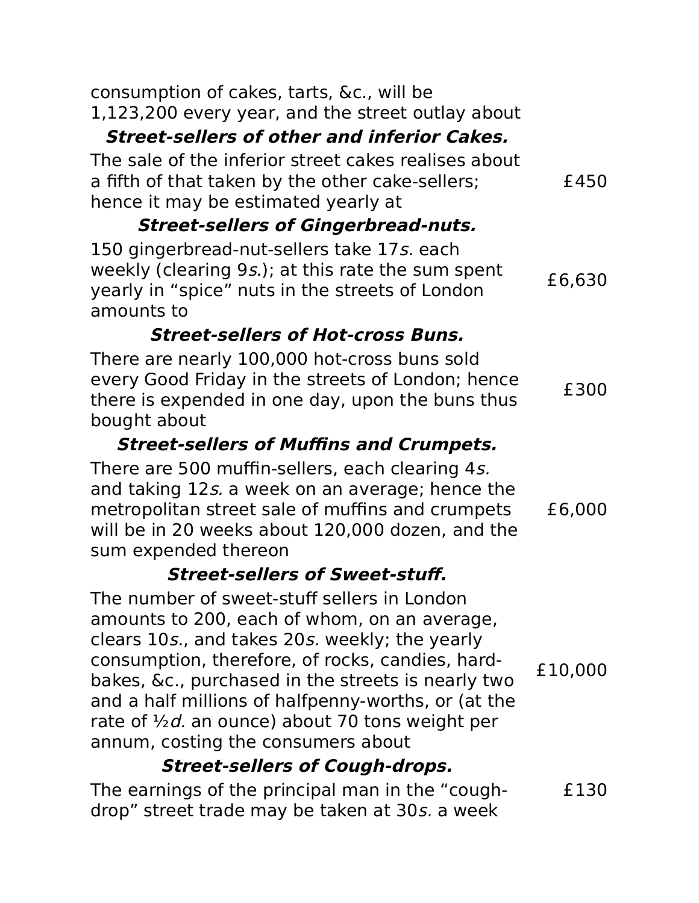consumption of cakes, tarts, &c., will be 1,123,200 every year, and the street outlay about

### *Street-sellers of other and inferior Cakes.*

| | |
|---|---|
| The sale of the inferior street cakes realises about a fifth of that taken by the other cake-sellers; hence it may be estimated yearly at | £450 |

### *Street-sellers of Gingerbread-nuts.*

| | |
|---|---|
| 150 gingerbread-nut-sellers take 17*s.* each weekly (clearing 9*s.*); at this rate the sum spent yearly in "spice" nuts in the streets of London amounts to | £6,630 |

### *Street-sellers of Hot-cross Buns.*

| | |
|---|---|
| There are nearly 100,000 hot-cross buns sold every Good Friday in the streets of London; hence there is expended in one day, upon the buns thus bought about | £300 |

### *Street-sellers of Muffins and Crumpets.*

| | |
|---|---|
| There are 500 muffin-sellers, each clearing 4*s.* and taking 12*s.* a week on an average; hence the metropolitan street sale of muffins and crumpets will be in 20 weeks about 120,000 dozen, and the sum expended thereon | £6,000 |

### *Street-sellers of Sweet-stuff.*

| | |
|---|---|
| The number of sweet-stuff sellers in London amounts to 200, each of whom, on an average, clears 10*s.*, and takes 20*s.* weekly; the yearly consumption, therefore, of rocks, candies, hard-bakes, &c., purchased in the streets is nearly two and a half millions of halfpenny-worths, or (at the rate of ½*d.* an ounce) about 70 tons weight per annum, costing the consumers about | £10,000 |

### *Street-sellers of Cough-drops.*

| | |
|---|---|
| The earnings of the principal man in the "cough-drop" street trade may be taken at 30*s.* a week | £130 |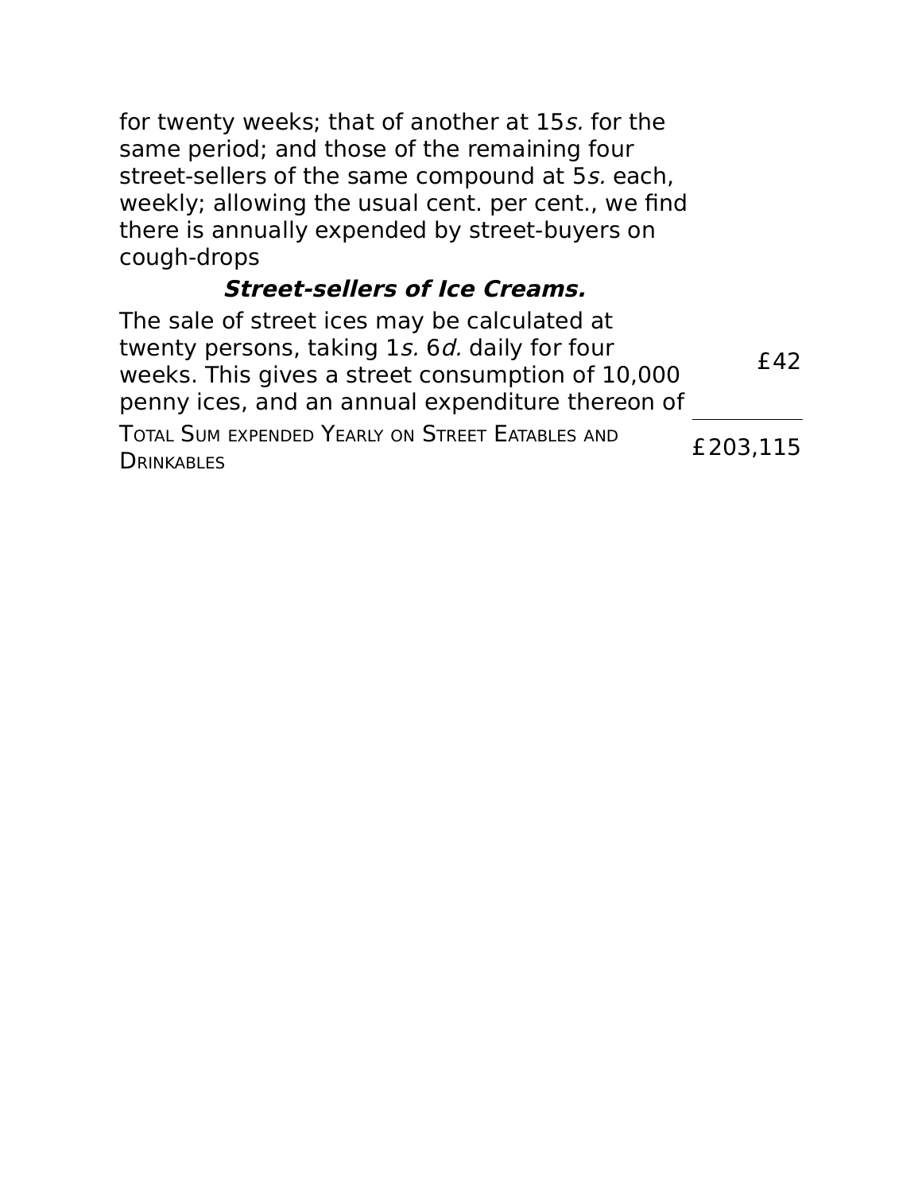for twenty weeks; that of another at 15*s.* for the same period; and those of the remaining four street-sellers of the same compound at 5*s.* each, weekly; allowing the usual cent. per cent., we find there is annually expended by street-buyers on cough-drops

### ***Street-sellers of Ice Creams.***

| | |
|---|---|
| The sale of street ices may be calculated at twenty persons, taking 1*s.* 6*d.* daily for four weeks. This gives a street consumption of 10,000 penny ices, and an annual expenditure thereon of | £42 |
| Total Sum expended Yearly on Street Eatables and Drinkables | £203,115 |